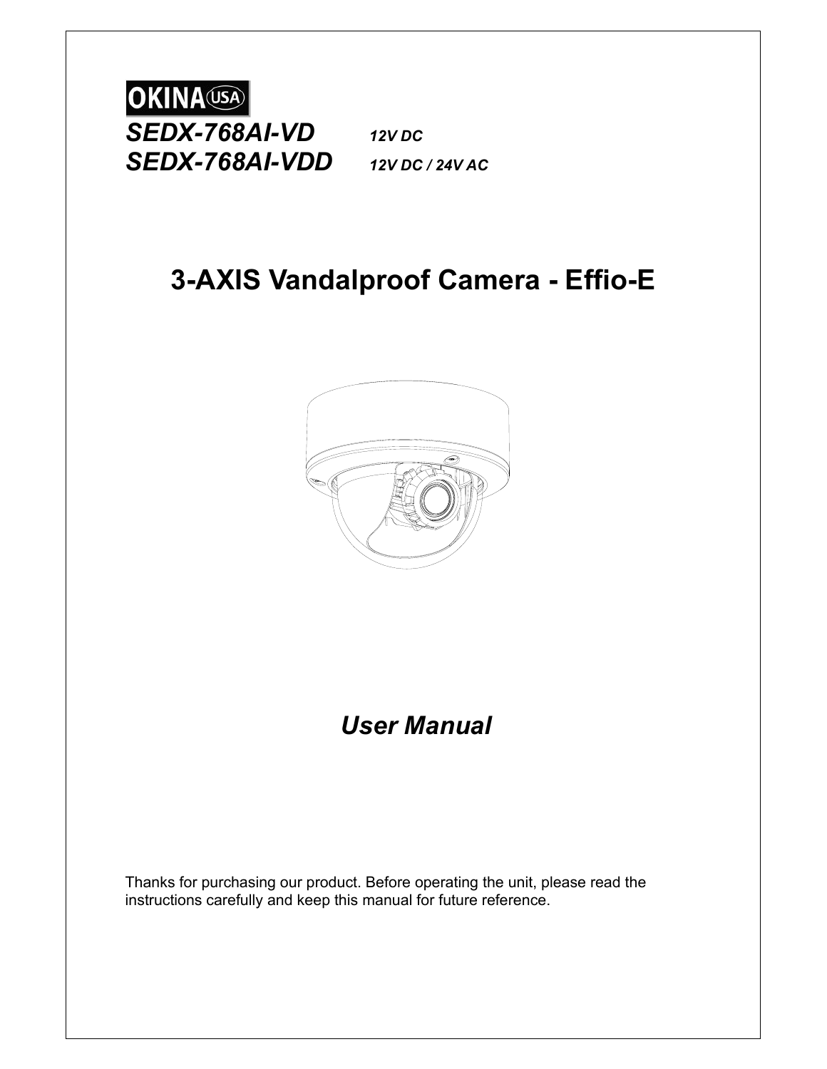OKINA USA

*SEDX-768AI-VD* *12V DC*

*SEDX-768AI-VDD* *12V DC / 24V AC*

# 3-AXIS Vandalproof Camera - Effio-E

## *User Manual*

Thanks for purchasing our product. Before operating the unit, please read the instructions carefully and keep this manual for future reference.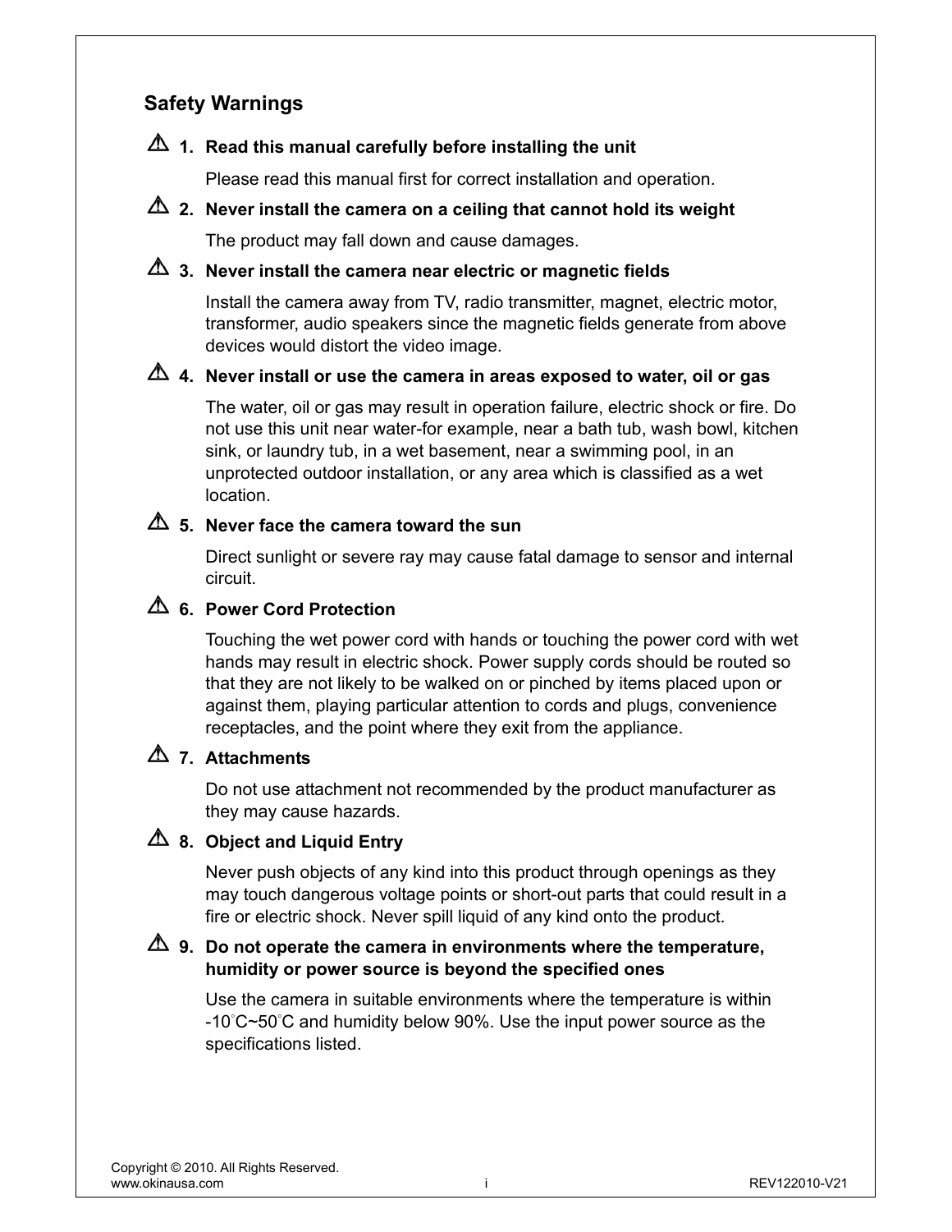## Safety Warnings

⚠ **1. Read this manual carefully before installing the unit**

Please read this manual first for correct installation and operation.

⚠ **2. Never install the camera on a ceiling that cannot hold its weight**

The product may fall down and cause damages.

⚠ **3. Never install the camera near electric or magnetic fields**

Install the camera away from TV, radio transmitter, magnet, electric motor, transformer, audio speakers since the magnetic fields generate from above devices would distort the video image.

⚠ **4. Never install or use the camera in areas exposed to water, oil or gas**

The water, oil or gas may result in operation failure, electric shock or fire. Do not use this unit near water-for example, near a bath tub, wash bowl, kitchen sink, or laundry tub, in a wet basement, near a swimming pool, in an unprotected outdoor installation, or any area which is classified as a wet location.

⚠ **5. Never face the camera toward the sun**

Direct sunlight or severe ray may cause fatal damage to sensor and internal circuit.

⚠ **6. Power Cord Protection**

Touching the wet power cord with hands or touching the power cord with wet hands may result in electric shock. Power supply cords should be routed so that they are not likely to be walked on or pinched by items placed upon or against them, playing particular attention to cords and plugs, convenience receptacles, and the point where they exit from the appliance.

⚠ **7. Attachments**

Do not use attachment not recommended by the product manufacturer as they may cause hazards.

⚠ **8. Object and Liquid Entry**

Never push objects of any kind into this product through openings as they may touch dangerous voltage points or short-out parts that could result in a fire or electric shock. Never spill liquid of any kind onto the product.

⚠ **9. Do not operate the camera in environments where the temperature, humidity or power source is beyond the specified ones**

Use the camera in suitable environments where the temperature is within -10°C~50°C and humidity below 90%. Use the input power source as the specifications listed.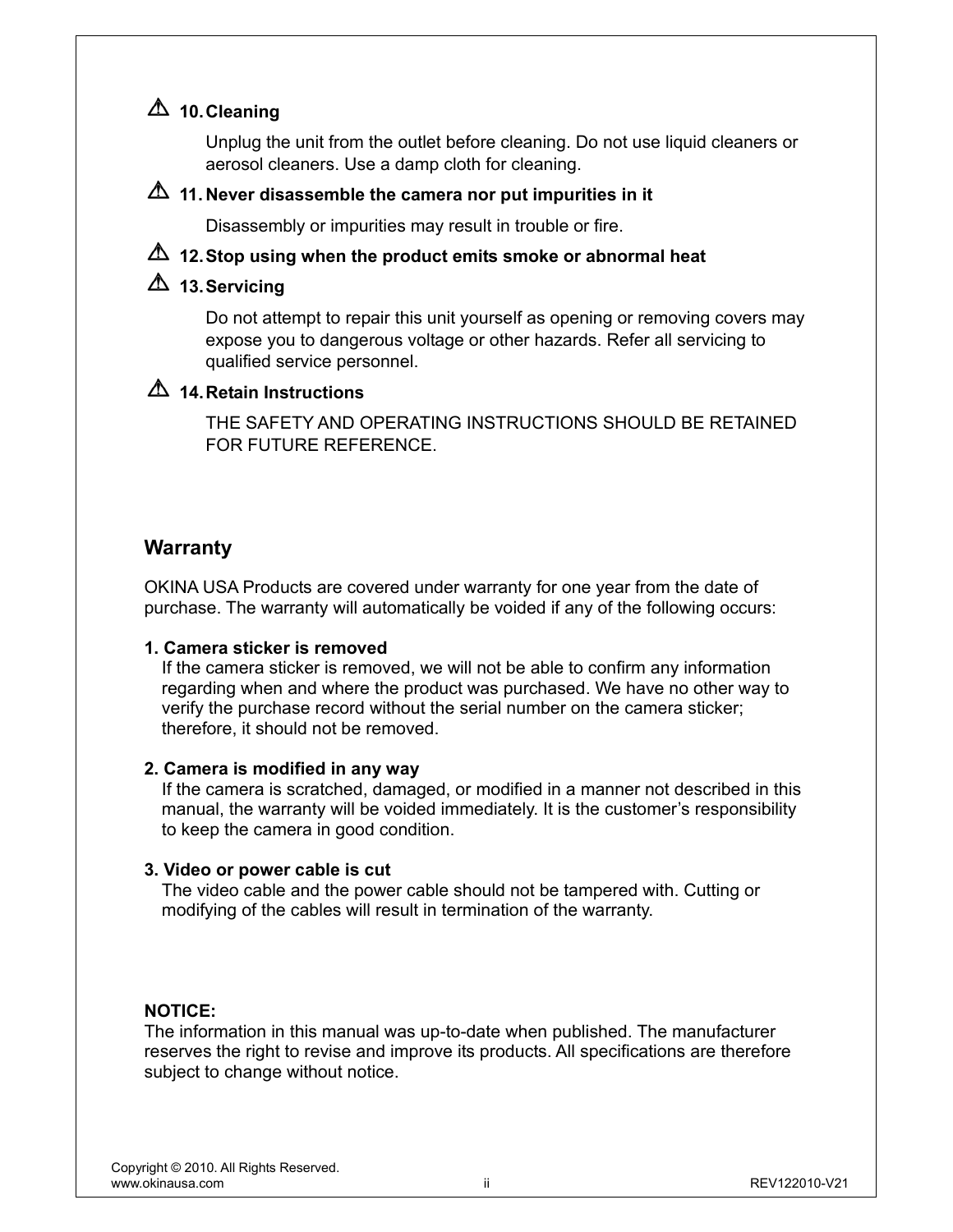⚠ **10. Cleaning**

Unplug the unit from the outlet before cleaning. Do not use liquid cleaners or aerosol cleaners. Use a damp cloth for cleaning.

⚠ **11. Never disassemble the camera nor put impurities in it**

Disassembly or impurities may result in trouble or fire.

⚠ **12. Stop using when the product emits smoke or abnormal heat**

⚠ **13. Servicing**

Do not attempt to repair this unit yourself as opening or removing covers may expose you to dangerous voltage or other hazards. Refer all servicing to qualified service personnel.

⚠ **14. Retain Instructions**

THE SAFETY AND OPERATING INSTRUCTIONS SHOULD BE RETAINED FOR FUTURE REFERENCE.

## Warranty

OKINA USA Products are covered under warranty for one year from the date of purchase. The warranty will automatically be voided if any of the following occurs:

**1. Camera sticker is removed**

If the camera sticker is removed, we will not be able to confirm any information regarding when and where the product was purchased. We have no other way to verify the purchase record without the serial number on the camera sticker; therefore, it should not be removed.

**2. Camera is modified in any way**

If the camera is scratched, damaged, or modified in a manner not described in this manual, the warranty will be voided immediately. It is the customer's responsibility to keep the camera in good condition.

**3. Video or power cable is cut**

The video cable and the power cable should not be tampered with. Cutting or modifying of the cables will result in termination of the warranty.

**NOTICE:**

The information in this manual was up-to-date when published. The manufacturer reserves the right to revise and improve its products. All specifications are therefore subject to change without notice.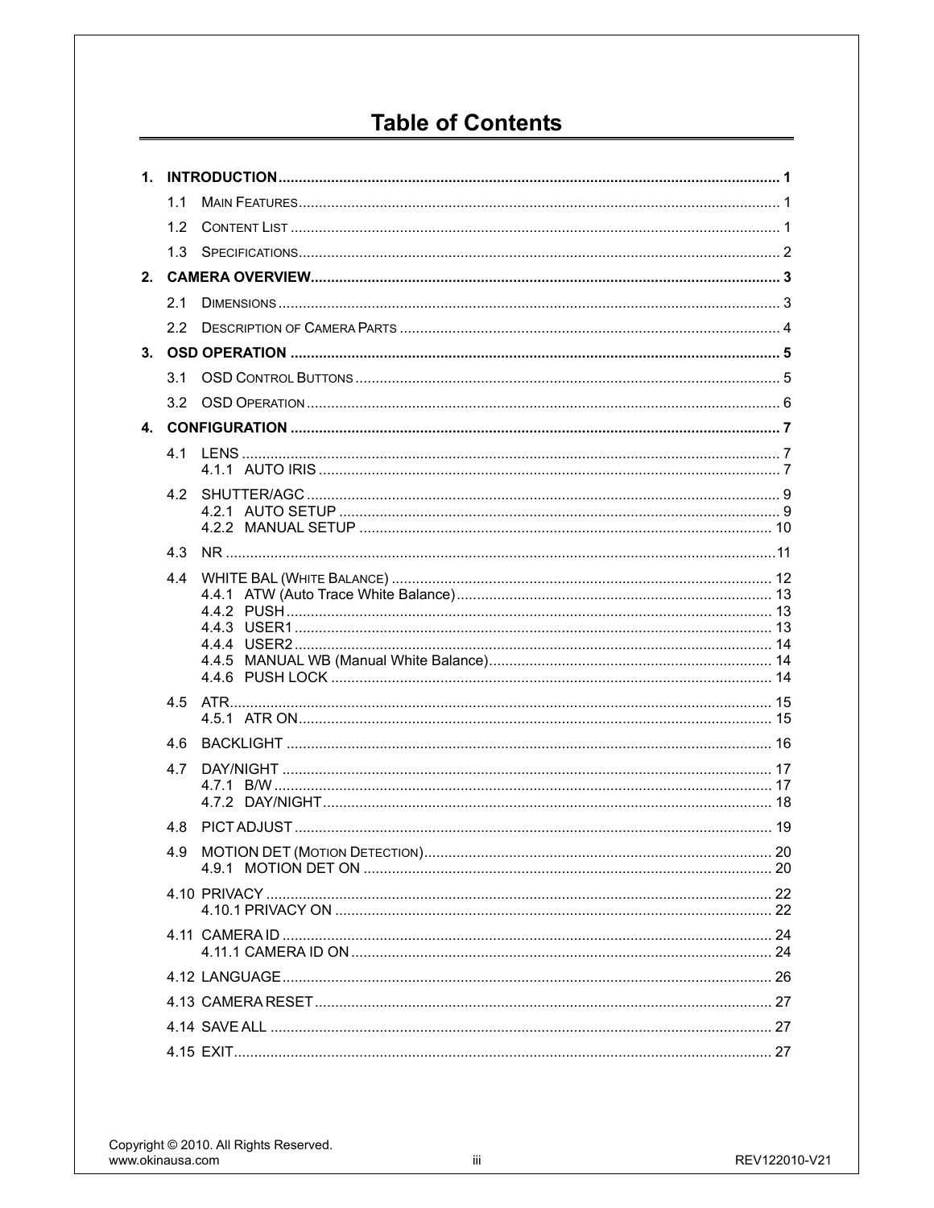# Table of Contents

1. **INTRODUCTION** .......... 1
   - 1.1 MAIN FEATURES .......... 1
   - 1.2 CONTENT LIST .......... 1
   - 1.3 SPECIFICATIONS .......... 2
2. **CAMERA OVERVIEW** .......... 3
   - 2.1 DIMENSIONS .......... 3
   - 2.2 DESCRIPTION OF CAMERA PARTS .......... 4
3. **OSD OPERATION** .......... 5
   - 3.1 OSD CONTROL BUTTONS .......... 5
   - 3.2 OSD OPERATION .......... 6
4. **CONFIGURATION** .......... 7
   - 4.1 LENS .......... 7
     - 4.1.1 AUTO IRIS .......... 7
   - 4.2 SHUTTER/AGC .......... 9
     - 4.2.1 AUTO SETUP .......... 9
     - 4.2.2 MANUAL SETUP .......... 10
   - 4.3 NR .......... 11
   - 4.4 WHITE BAL (WHITE BALANCE) .......... 12
     - 4.4.1 ATW (Auto Trace White Balance) .......... 13
     - 4.4.2 PUSH .......... 13
     - 4.4.3 USER1 .......... 13
     - 4.4.4 USER2 .......... 14
     - 4.4.5 MANUAL WB (Manual White Balance) .......... 14
     - 4.4.6 PUSH LOCK .......... 14
   - 4.5 ATR .......... 15
     - 4.5.1 ATR ON .......... 15
   - 4.6 BACKLIGHT .......... 16
   - 4.7 DAY/NIGHT .......... 17
     - 4.7.1 B/W .......... 17
     - 4.7.2 DAY/NIGHT .......... 18
   - 4.8 PICT ADJUST .......... 19
   - 4.9 MOTION DET (MOTION DETECTION) .......... 20
     - 4.9.1 MOTION DET ON .......... 20
   - 4.10 PRIVACY .......... 22
     - 4.10.1 PRIVACY ON .......... 22
   - 4.11 CAMERA ID .......... 24
     - 4.11.1 CAMERA ID ON .......... 24
   - 4.12 LANGUAGE .......... 26
   - 4.13 CAMERA RESET .......... 27
   - 4.14 SAVE ALL .......... 27
   - 4.15 EXIT .......... 27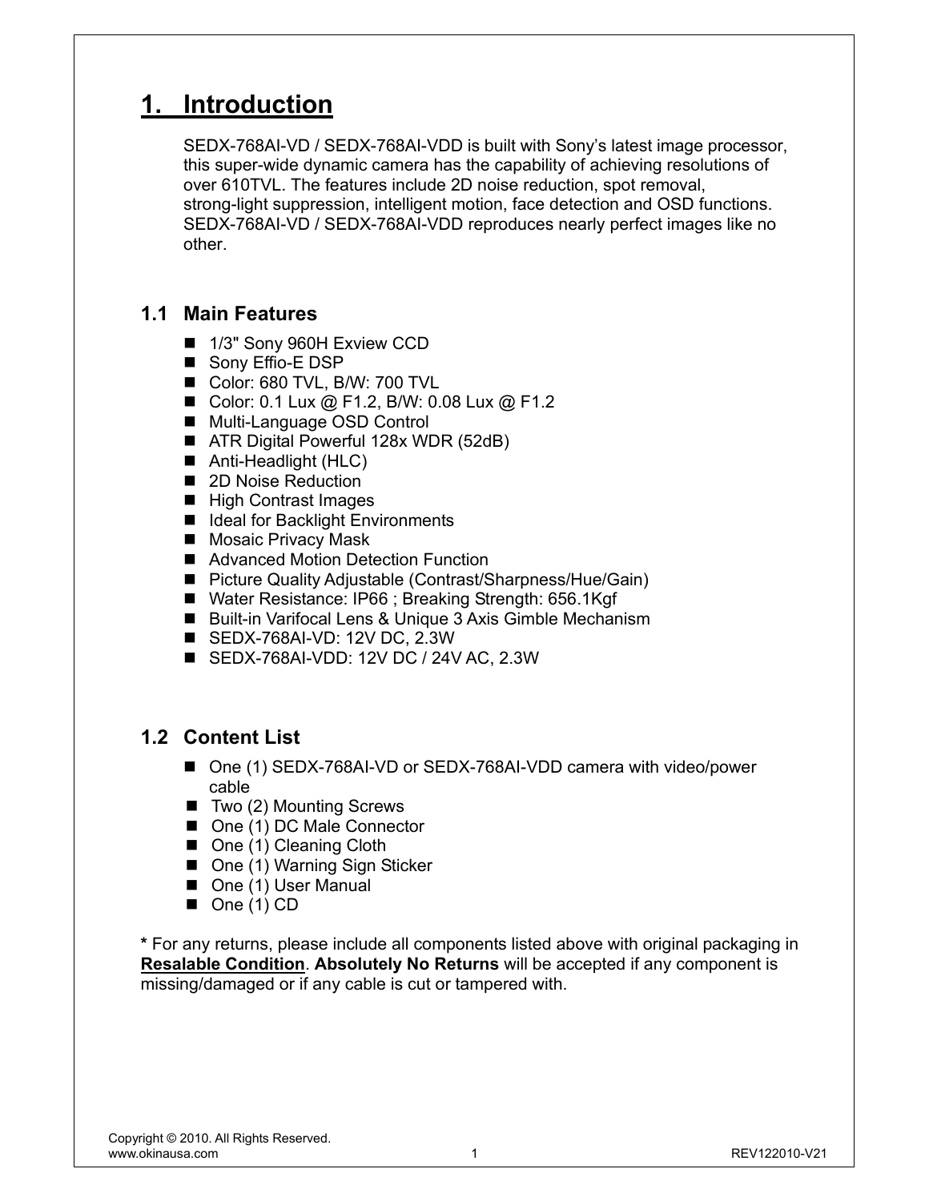# 1. Introduction

SEDX-768AI-VD / SEDX-768AI-VDD is built with Sony's latest image processor, this super-wide dynamic camera has the capability of achieving resolutions of over 610TVL. The features include 2D noise reduction, spot removal, strong-light suppression, intelligent motion, face detection and OSD functions. SEDX-768AI-VD / SEDX-768AI-VDD reproduces nearly perfect images like no other.

## 1.1 Main Features

- 1/3" Sony 960H Exview CCD
- Sony Effio-E DSP
- Color: 680 TVL, B/W: 700 TVL
- Color: 0.1 Lux @ F1.2, B/W: 0.08 Lux @ F1.2
- Multi-Language OSD Control
- ATR Digital Powerful 128x WDR (52dB)
- Anti-Headlight (HLC)
- 2D Noise Reduction
- High Contrast Images
- Ideal for Backlight Environments
- Mosaic Privacy Mask
- Advanced Motion Detection Function
- Picture Quality Adjustable (Contrast/Sharpness/Hue/Gain)
- Water Resistance: IP66 ; Breaking Strength: 656.1Kgf
- Built-in Varifocal Lens & Unique 3 Axis Gimble Mechanism
- SEDX-768AI-VD: 12V DC, 2.3W
- SEDX-768AI-VDD: 12V DC / 24V AC, 2.3W

## 1.2 Content List

- One (1) SEDX-768AI-VD or SEDX-768AI-VDD camera with video/power cable
- Two (2) Mounting Screws
- One (1) DC Male Connector
- One (1) Cleaning Cloth
- One (1) Warning Sign Sticker
- One (1) User Manual
- One (1) CD

**\*** For any returns, please include all components listed above with original packaging in **Resalable Condition**. **Absolutely No Returns** will be accepted if any component is missing/damaged or if any cable is cut or tampered with.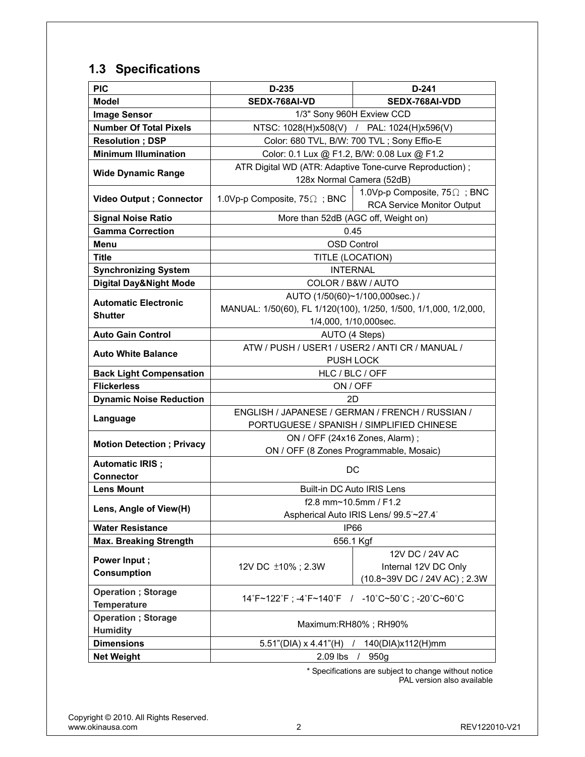## 1.3 Specifications

| PIC | D-235 | D-241 |
|---|---|---|
| **Model** | **SEDX-768AI-VD** | **SEDX-768AI-VDD** |
| **Image Sensor** | 1/3" Sony 960H Exview CCD | |
| **Number Of Total Pixels** | NTSC: 1028(H)x508(V) / PAL: 1024(H)x596(V) | |
| **Resolution ; DSP** | Color: 680 TVL, B/W: 700 TVL ; Sony Effio-E | |
| **Minimum Illumination** | Color: 0.1 Lux @ F1.2, B/W: 0.08 Lux @ F1.2 | |
| **Wide Dynamic Range** | ATR Digital WD (ATR: Adaptive Tone-curve Reproduction) ; 128x Normal Camera (52dB) | |
| **Video Output ; Connector** | 1.0Vp-p Composite, 75Ω ; BNC | 1.0Vp-p Composite, 75Ω ; BNC RCA Service Monitor Output |
| **Signal Noise Ratio** | More than 52dB (AGC off, Weight on) | |
| **Gamma Correction** | 0.45 | |
| **Menu** | OSD Control | |
| **Title** | TITLE (LOCATION) | |
| **Synchronizing System** | INTERNAL | |
| **Digital Day&Night Mode** | COLOR / B&W / AUTO | |
| **Automatic Electronic Shutter** | AUTO (1/50(60)~1/100,000sec.) / MANUAL: 1/50(60), FL 1/120(100), 1/250, 1/500, 1/1,000, 1/2,000, 1/4,000, 1/10,000sec. | |
| **Auto Gain Control** | AUTO (4 Steps) | |
| **Auto White Balance** | ATW / PUSH / USER1 / USER2 / ANTI CR / MANUAL / PUSH LOCK | |
| **Back Light Compensation** | HLC / BLC / OFF | |
| **Flickerless** | ON / OFF | |
| **Dynamic Noise Reduction** | 2D | |
| **Language** | ENGLISH / JAPANESE / GERMAN / FRENCH / RUSSIAN / PORTUGUESE / SPANISH / SIMPLIFIED CHINESE | |
| **Motion Detection ; Privacy** | ON / OFF (24x16 Zones, Alarm) ; ON / OFF (8 Zones Programmable, Mosaic) | |
| **Automatic IRIS ; Connector** | DC | |
| **Lens Mount** | Built-in DC Auto IRIS Lens | |
| **Lens, Angle of View(H)** | f2.8 mm~10.5mm / F1.2 Aspherical Auto IRIS Lens/ 99.5°~27.4° | |
| **Water Resistance** | IP66 | |
| **Max. Breaking Strength** | 656.1 Kgf | |
| **Power Input ; Consumption** | 12V DC ±10% ; 2.3W | 12V DC / 24V AC Internal 12V DC Only (10.8~39V DC / 24V AC) ; 2.3W |
| **Operation ; Storage Temperature** | 14°F~122°F ; -4°F~140°F / -10°C~50°C ; -20°C~60°C | |
| **Operation ; Storage Humidity** | Maximum:RH80% ; RH90% | |
| **Dimensions** | 5.51"(DIA) x 4.41"(H) / 140(DIA)x112(H)mm | |
| **Net Weight** | 2.09 lbs / 950g | |

\* Specifications are subject to change without notice
PAL version also available

Copyright © 2010. All Rights Reserved.
www.okinausa.com

REV122010-V21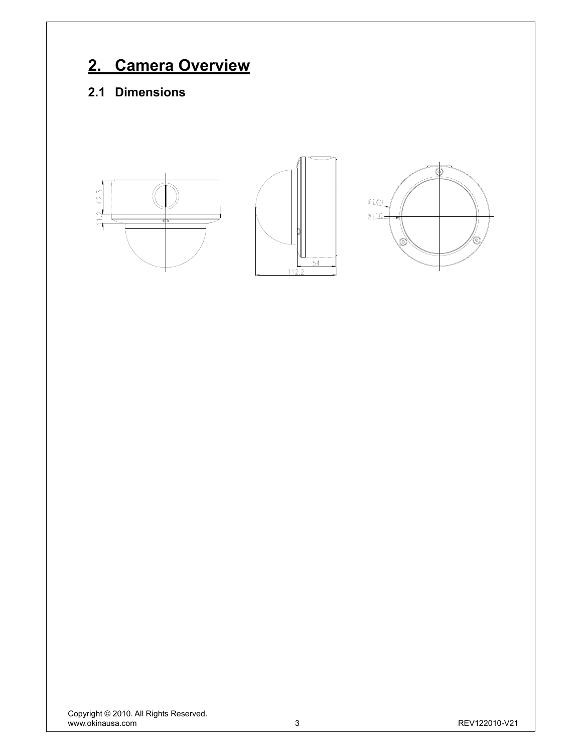## 2. Camera Overview

### 2.1 Dimensions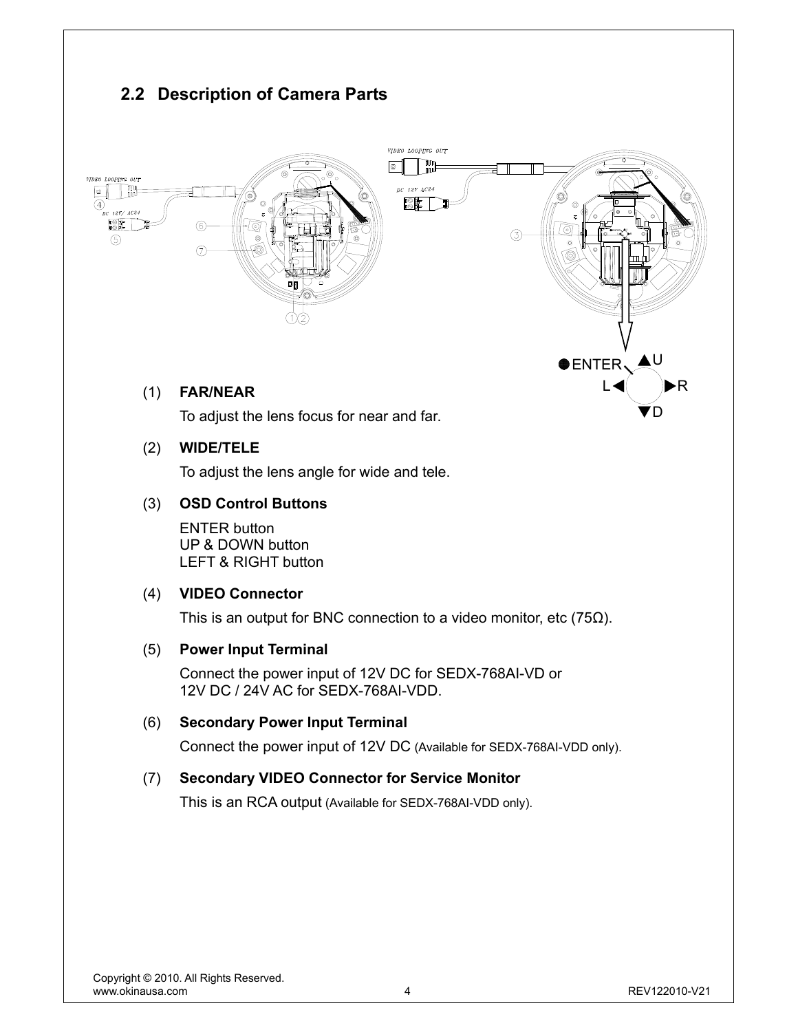## 2.2 Description of Camera Parts

(1) **FAR/NEAR**

To adjust the lens focus for near and far.

(2) **WIDE/TELE**

To adjust the lens angle for wide and tele.

(3) **OSD Control Buttons**

ENTER button
UP & DOWN button
LEFT & RIGHT button

(4) **VIDEO Connector**

This is an output for BNC connection to a video monitor, etc (75Ω).

(5) **Power Input Terminal**

Connect the power input of 12V DC for SEDX-768AI-VD or
12V DC / 24V AC for SEDX-768AI-VDD.

(6) **Secondary Power Input Terminal**

Connect the power input of 12V DC (Available for SEDX-768AI-VDD only).

(7) **Secondary VIDEO Connector for Service Monitor**

This is an RCA output (Available for SEDX-768AI-VDD only).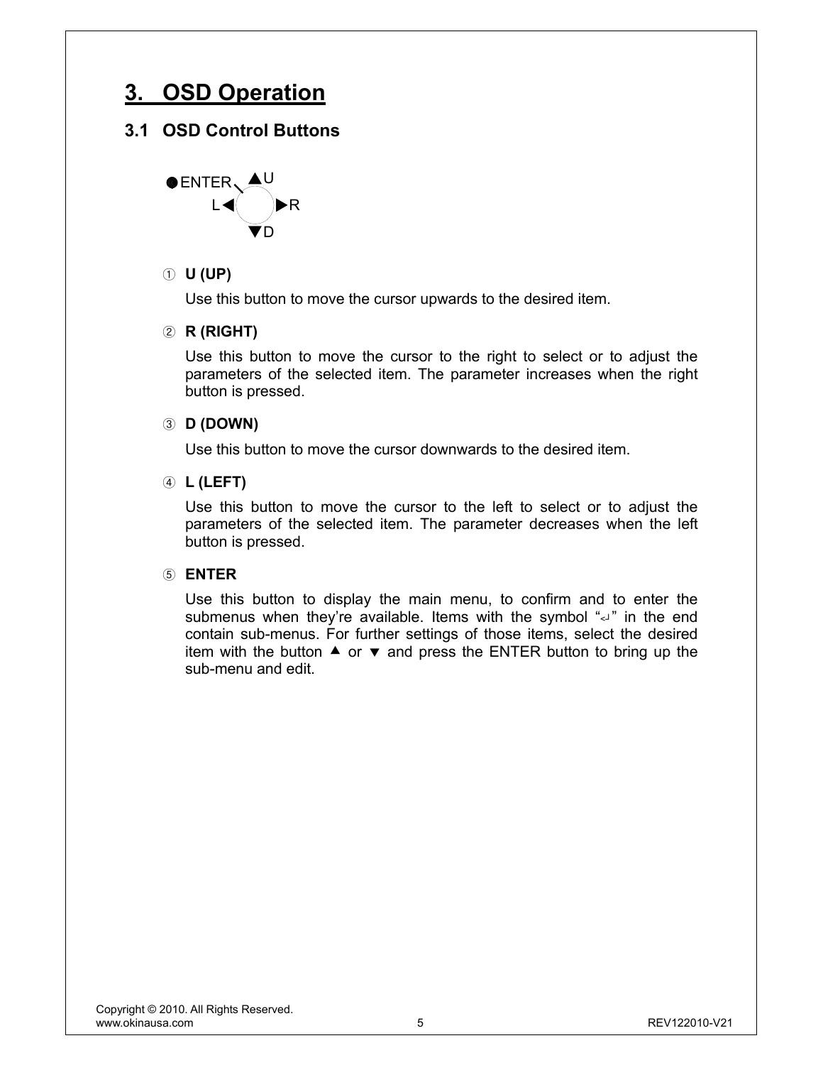# 3. OSD Operation

## 3.1 OSD Control Buttons

●ENTER ▲U

L◀ ▶R

▼D

① **U (UP)**

Use this button to move the cursor upwards to the desired item.

② **R (RIGHT)**

Use this button to move the cursor to the right to select or to adjust the parameters of the selected item. The parameter increases when the right button is pressed.

③ **D (DOWN)**

Use this button to move the cursor downwards to the desired item.

④ **L (LEFT)**

Use this button to move the cursor to the left to select or to adjust the parameters of the selected item. The parameter decreases when the left button is pressed.

⑤ **ENTER**

Use this button to display the main menu, to confirm and to enter the submenus when they're available. Items with the symbol "↵" in the end contain sub-menus. For further settings of those items, select the desired item with the button ▲ or ▼ and press the ENTER button to bring up the sub-menu and edit.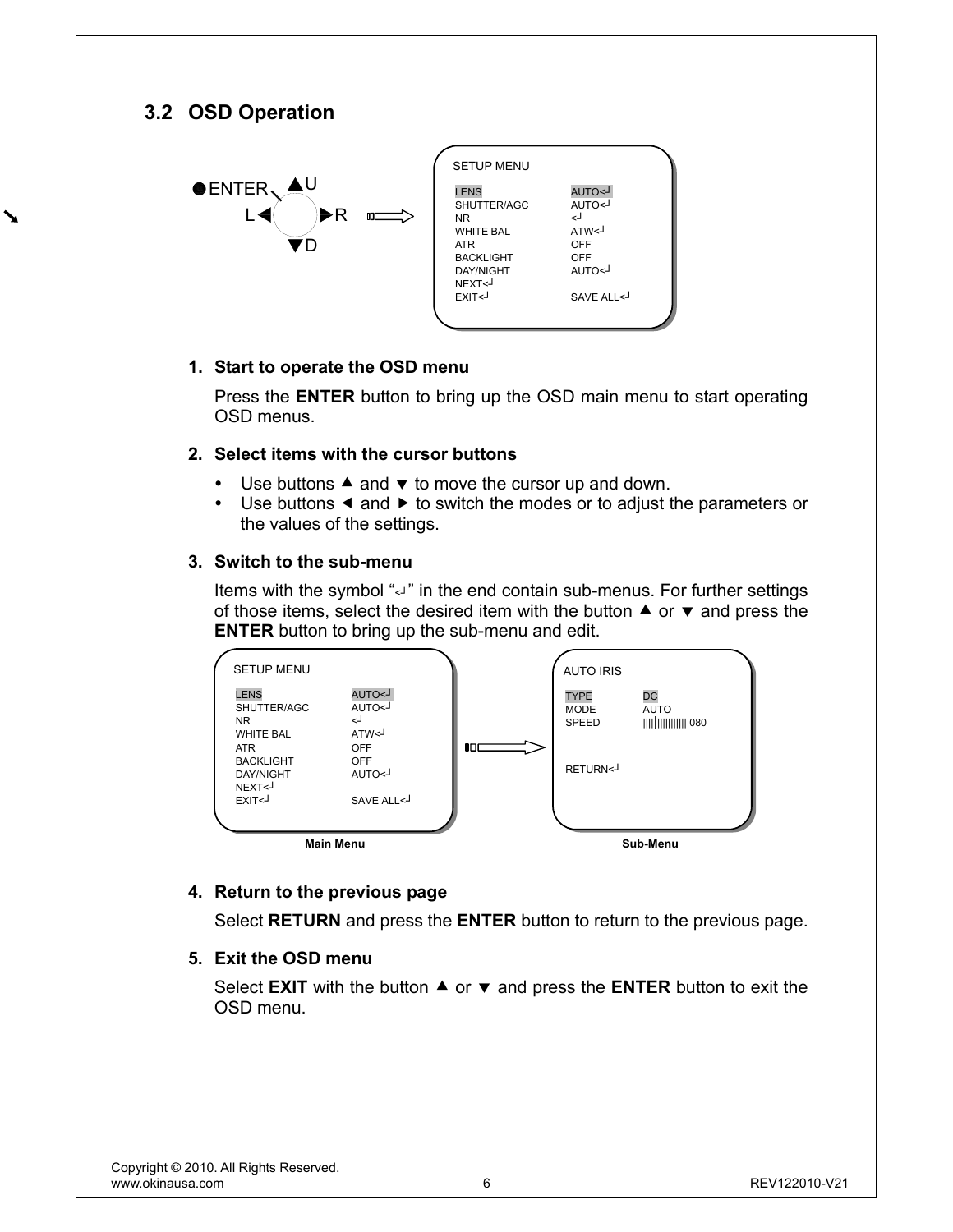## 3.2 OSD Operation

ENTER, U, L, R, D

SETUP MENU

| | |
|---|---|
| LENS | AUTO<┘ |
| SHUTTER/AGC | AUTO<┘ |
| NR | <┘ |
| WHITE BAL | ATW<┘ |
| ATR | OFF |
| BACKLIGHT | OFF |
| DAY/NIGHT | AUTO<┘ |
| NEXT<┘ | |
| EXIT<┘ | SAVE ALL<┘ |

1. **Start to operate the OSD menu**

   Press the **ENTER** button to bring up the OSD main menu to start operating OSD menus.

2. **Select items with the cursor buttons**

   - Use buttons ▲ and ▼ to move the cursor up and down.
   - Use buttons ◄ and ► to switch the modes or to adjust the parameters or the values of the settings.

3. **Switch to the sub-menu**

   Items with the symbol "<┘" in the end contain sub-menus. For further settings of those items, select the desired item with the button ▲ or ▼ and press the **ENTER** button to bring up the sub-menu and edit.

SETUP MENU

| | |
|---|---|
| LENS | AUTO<┘ |
| SHUTTER/AGC | AUTO<┘ |
| NR | <┘ |
| WHITE BAL | ATW<┘ |
| ATR | OFF |
| BACKLIGHT | OFF |
| DAY/NIGHT | AUTO<┘ |
| NEXT<┘ | |
| EXIT<┘ | SAVE ALL<┘ |

**Main Menu**

AUTO IRIS

| | |
|---|---|
| TYPE | DC |
| MODE | AUTO |
| SPEED | 080 |
| RETURN<┘ | |

**Sub-Menu**

4. **Return to the previous page**

   Select **RETURN** and press the **ENTER** button to return to the previous page.

5. **Exit the OSD menu**

   Select **EXIT** with the button ▲ or ▼ and press the **ENTER** button to exit the OSD menu.

Copyright © 2010. All Rights Reserved.
www.okinausa.com REV122010-V21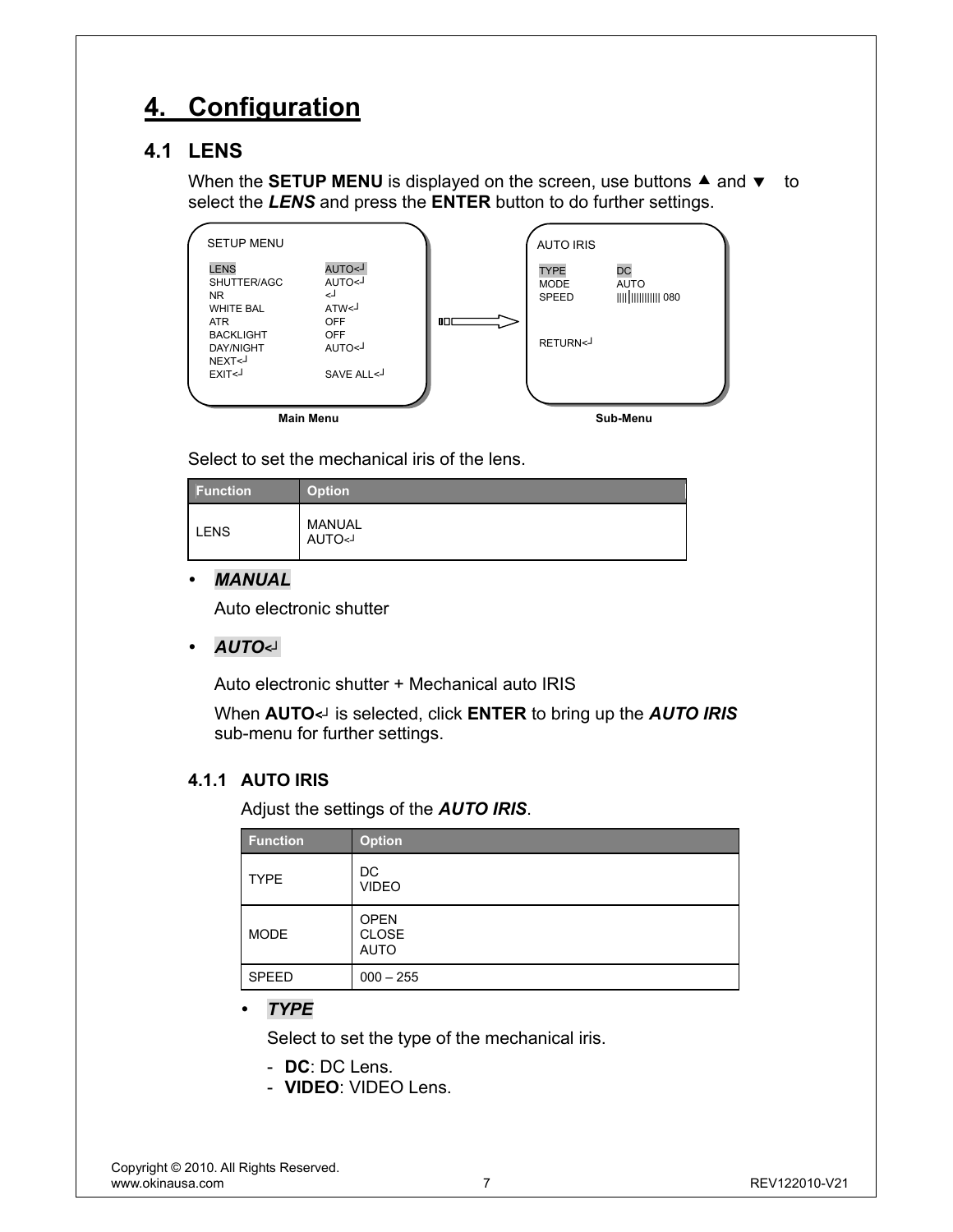# 4. Configuration

## 4.1 LENS

When the **SETUP MENU** is displayed on the screen, use buttons ▲ and ▼ to select the ***LENS*** and press the **ENTER** button to do further settings.

```
SETUP MENU

LENS            AUTO<┘
SHUTTER/AGC     AUTO<┘
NR              <┘
WHITE BAL       ATW<┘
ATR             OFF
BACKLIGHT       OFF
DAY/NIGHT       AUTO<┘
NEXT<┘
EXIT<┘          SAVE ALL<┘
```

Main Menu

```
AUTO IRIS

TYPE            DC
MODE            AUTO
SPEED           ||||||||||||||| 080

RETURN<┘
```

Sub-Menu

Select to set the mechanical iris of the lens.

| Function | Option |
|---|---|
| LENS | MANUAL<br>AUTO<┘ |

- ***MANUAL***

  Auto electronic shutter

- ***AUTO<┘***

  Auto electronic shutter + Mechanical auto IRIS

  When **AUTO<┘** is selected, click **ENTER** to bring up the ***AUTO IRIS*** sub-menu for further settings.

### 4.1.1 AUTO IRIS

Adjust the settings of the ***AUTO IRIS***.

| Function | Option |
|---|---|
| TYPE | DC<br>VIDEO |
| MODE | OPEN<br>CLOSE<br>AUTO |
| SPEED | 000 – 255 |

- ***TYPE***

  Select to set the type of the mechanical iris.

  - **DC**: DC Lens.
  - **VIDEO**: VIDEO Lens.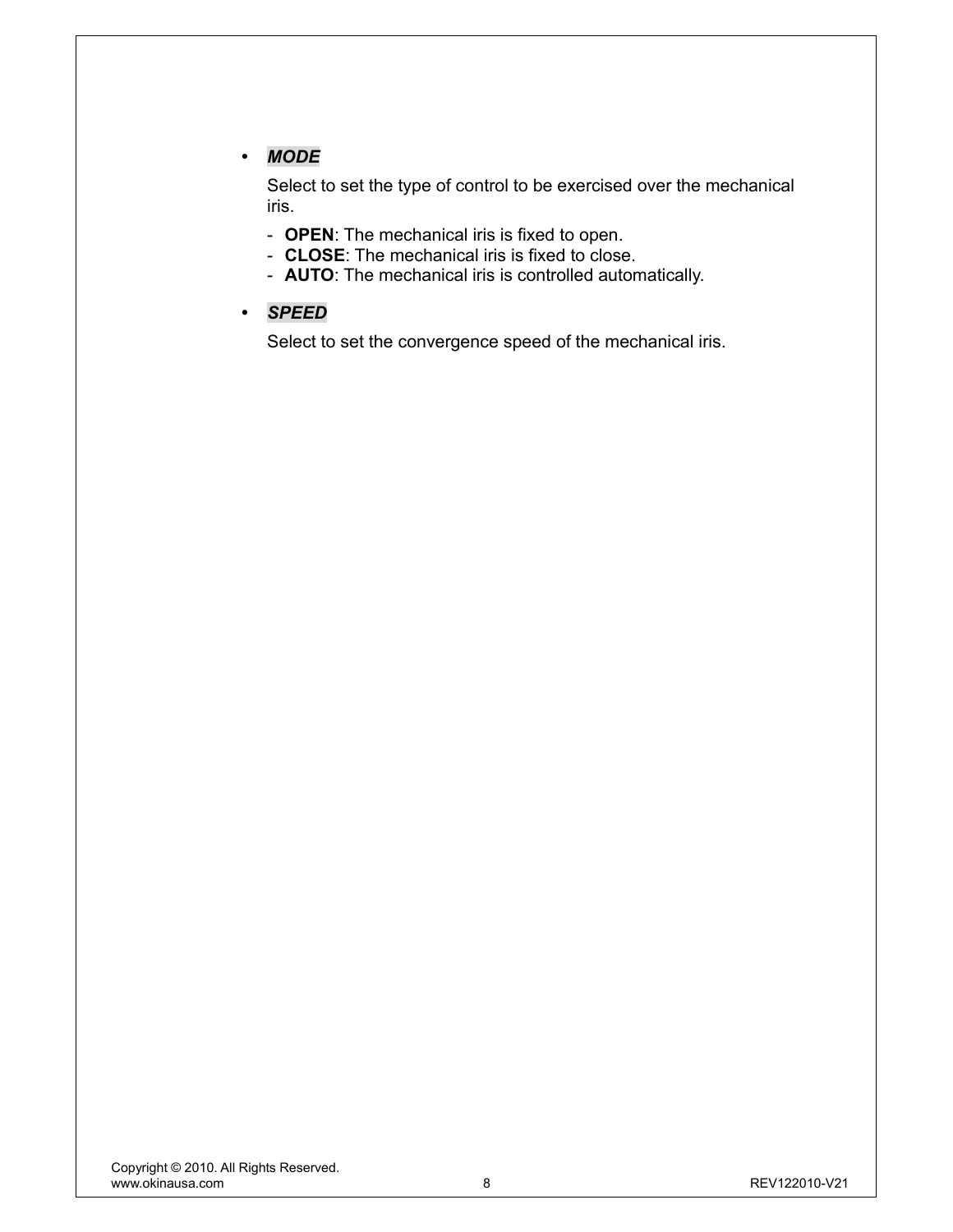- ***MODE***

  Select to set the type of control to be exercised over the mechanical iris.

  - **OPEN**: The mechanical iris is fixed to open.
  - **CLOSE**: The mechanical iris is fixed to close.
  - **AUTO**: The mechanical iris is controlled automatically.

- ***SPEED***

  Select to set the convergence speed of the mechanical iris.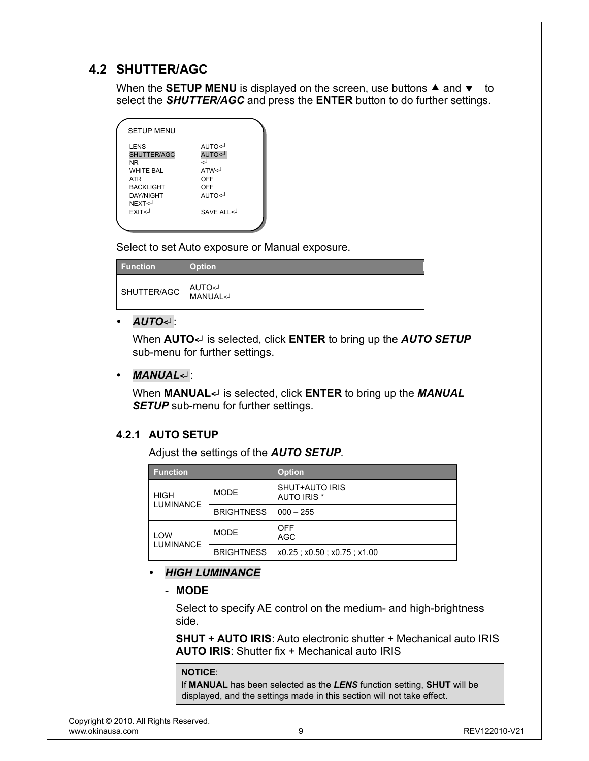## 4.2 SHUTTER/AGC

When the **SETUP MENU** is displayed on the screen, use buttons ▲ and ▼ to select the ***SHUTTER/AGC*** and press the **ENTER** button to do further settings.

```
SETUP MENU

LENS            AUTO<┘
SHUTTER/AGC     AUTO<┘
NR              <┘
WHITE BAL       ATW<┘
ATR             OFF
BACKLIGHT       OFF
DAY/NIGHT       AUTO<┘
NEXT<┘
EXIT<┘          SAVE ALL<┘
```

Select to set Auto exposure or Manual exposure.

| Function | Option |
|---|---|
| SHUTTER/AGC | AUTO<┘<br>MANUAL<┘ |

- ***AUTO<┘***:

  When **AUTO<┘** is selected, click **ENTER** to bring up the ***AUTO SETUP*** sub-menu for further settings.

- ***MANUAL<┘***:

  When **MANUAL<┘** is selected, click **ENTER** to bring up the ***MANUAL SETUP*** sub-menu for further settings.

### 4.2.1 AUTO SETUP

Adjust the settings of the ***AUTO SETUP***.

| Function | | Option |
|---|---|---|
| HIGH LUMINANCE | MODE | SHUT+AUTO IRIS<br>AUTO IRIS * |
| | BRIGHTNESS | 000 – 255 |
| LOW LUMINANCE | MODE | OFF<br>AGC |
| | BRIGHTNESS | x0.25 ; x0.50 ; x0.75 ; x1.00 |

- ***HIGH LUMINANCE***
  - **MODE**

    Select to specify AE control on the medium- and high-brightness side.

    **SHUT + AUTO IRIS**: Auto electronic shutter + Mechanical auto IRIS
    **AUTO IRIS**: Shutter fix + Mechanical auto IRIS

    > **NOTICE**:
    > If **MANUAL** has been selected as the ***LENS*** function setting, **SHUT** will be displayed, and the settings made in this section will not take effect.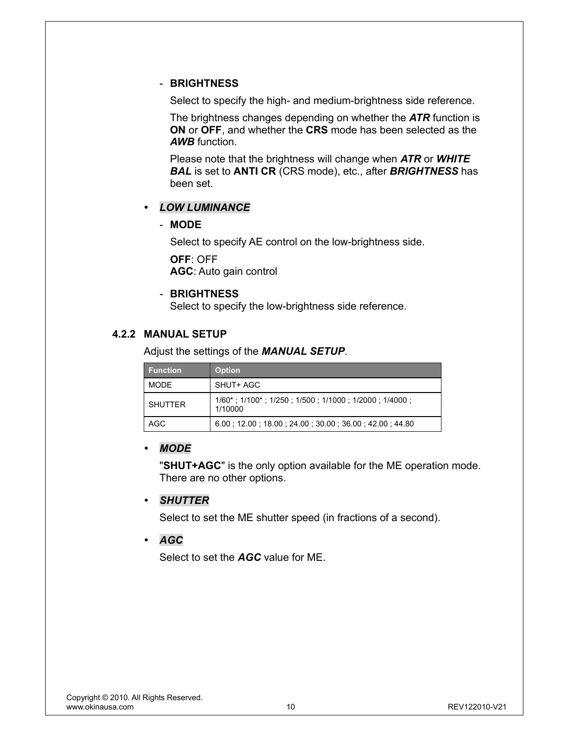- **BRIGHTNESS**

  Select to specify the high- and medium-brightness side reference.

  The brightness changes depending on whether the ***ATR*** function is **ON** or **OFF**, and whether the **CRS** mode has been selected as the ***AWB*** function.

  Please note that the brightness will change when ***ATR*** or ***WHITE BAL*** is set to **ANTI CR** (CRS mode), etc., after ***BRIGHTNESS*** has been set.

- ***LOW LUMINANCE***

  - **MODE**

    Select to specify AE control on the low-brightness side.

    **OFF**: OFF
    **AGC**: Auto gain control

  - **BRIGHTNESS**
    Select to specify the low-brightness side reference.

### 4.2.2 MANUAL SETUP

Adjust the settings of the ***MANUAL SETUP***.

| Function | Option |
|---|---|
| MODE | SHUT+ AGC |
| SHUTTER | 1/60* ; 1/100* ; 1/250 ; 1/500 ; 1/1000 ; 1/2000 ; 1/4000 ; 1/10000 |
| AGC | 6.00 ; 12.00 ; 18.00 ; 24.00 ; 30.00 ; 36.00 ; 42.00 ; 44.80 |

- ***MODE***

  "**SHUT+AGC**" is the only option available for the ME operation mode. There are no other options.

- ***SHUTTER***

  Select to set the ME shutter speed (in fractions of a second).

- ***AGC***

  Select to set the ***AGC*** value for ME.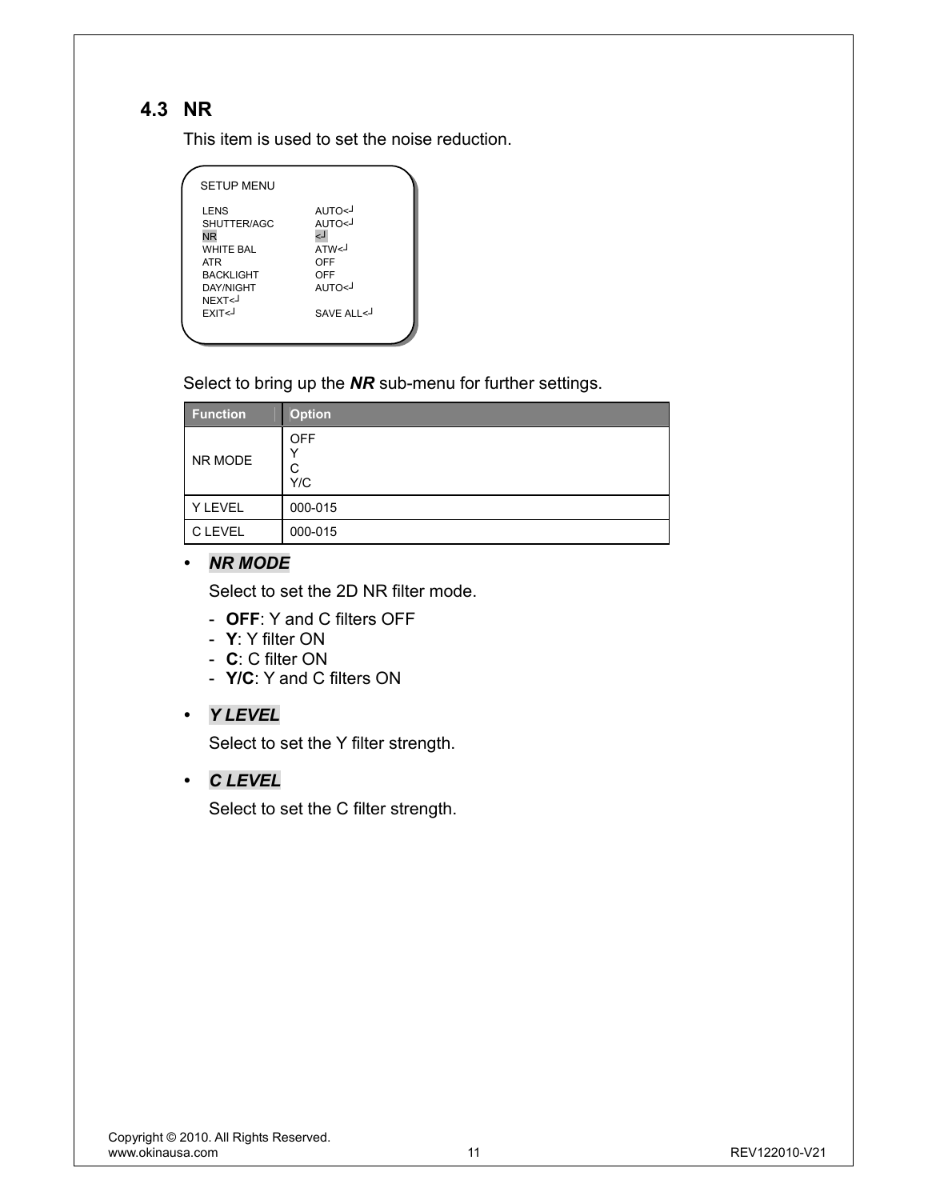## 4.3 NR

This item is used to set the noise reduction.

```
SETUP MENU

LENS            AUTO<┘
SHUTTER/AGC     AUTO<┘
NR              <┘
WHITE BAL       ATW<┘
ATR             OFF
BACKLIGHT       OFF
DAY/NIGHT       AUTO<┘
NEXT<┘
EXIT<┘          SAVE ALL<┘
```

Select to bring up the ***NR*** sub-menu for further settings.

| Function | Option |
|---|---|
| NR MODE | OFF<br>Y<br>C<br>Y/C |
| Y LEVEL | 000-015 |
| C LEVEL | 000-015 |

- ***NR MODE***

  Select to set the 2D NR filter mode.

  - **OFF**: Y and C filters OFF
  - **Y**: Y filter ON
  - **C**: C filter ON
  - **Y/C**: Y and C filters ON

- ***Y LEVEL***

  Select to set the Y filter strength.

- ***C LEVEL***

  Select to set the C filter strength.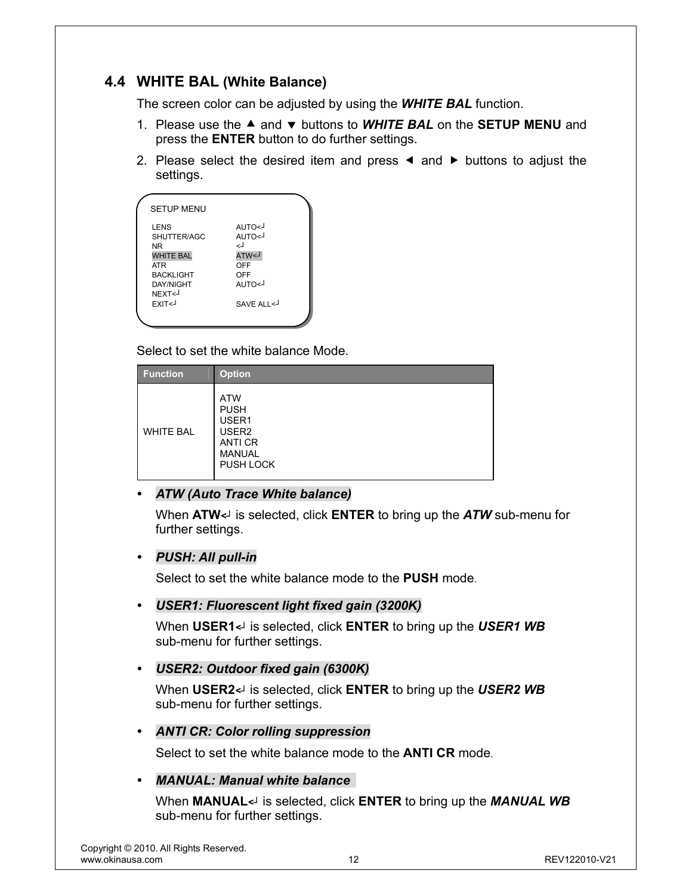## 4.4 WHITE BAL (White Balance)

The screen color can be adjusted by using the ***WHITE BAL*** function.

1. Please use the ▲ and ▼ buttons to ***WHITE BAL*** on the **SETUP MENU** and press the **ENTER** button to do further settings.
2. Please select the desired item and press ◄ and ► buttons to adjust the settings.

```
SETUP MENU

LENS              AUTO<┘
SHUTTER/AGC       AUTO<┘
NR                <┘
WHITE BAL         ATW<┘
ATR               OFF
BACKLIGHT         OFF
DAY/NIGHT         AUTO<┘
NEXT<┘
EXIT<┘            SAVE ALL<┘
```

Select to set the white balance Mode.

| Function | Option |
|---|---|
| WHITE BAL | ATW<br>PUSH<br>USER1<br>USER2<br>ANTI CR<br>MANUAL<br>PUSH LOCK |

- ***ATW (Auto Trace White balance)***

  When **ATW<┘** is selected, click **ENTER** to bring up the ***ATW*** sub-menu for further settings.

- ***PUSH: All pull-in***

  Select to set the white balance mode to the **PUSH** mode.

- ***USER1: Fluorescent light fixed gain (3200K)***

  When **USER1<┘** is selected, click **ENTER** to bring up the ***USER1 WB*** sub-menu for further settings.

- ***USER2: Outdoor fixed gain (6300K)***

  When **USER2<┘** is selected, click **ENTER** to bring up the ***USER2 WB*** sub-menu for further settings.

- ***ANTI CR: Color rolling suppression***

  Select to set the white balance mode to the **ANTI CR** mode.

- ***MANUAL: Manual white balance***

  When **MANUAL<┘** is selected, click **ENTER** to bring up the ***MANUAL WB*** sub-menu for further settings.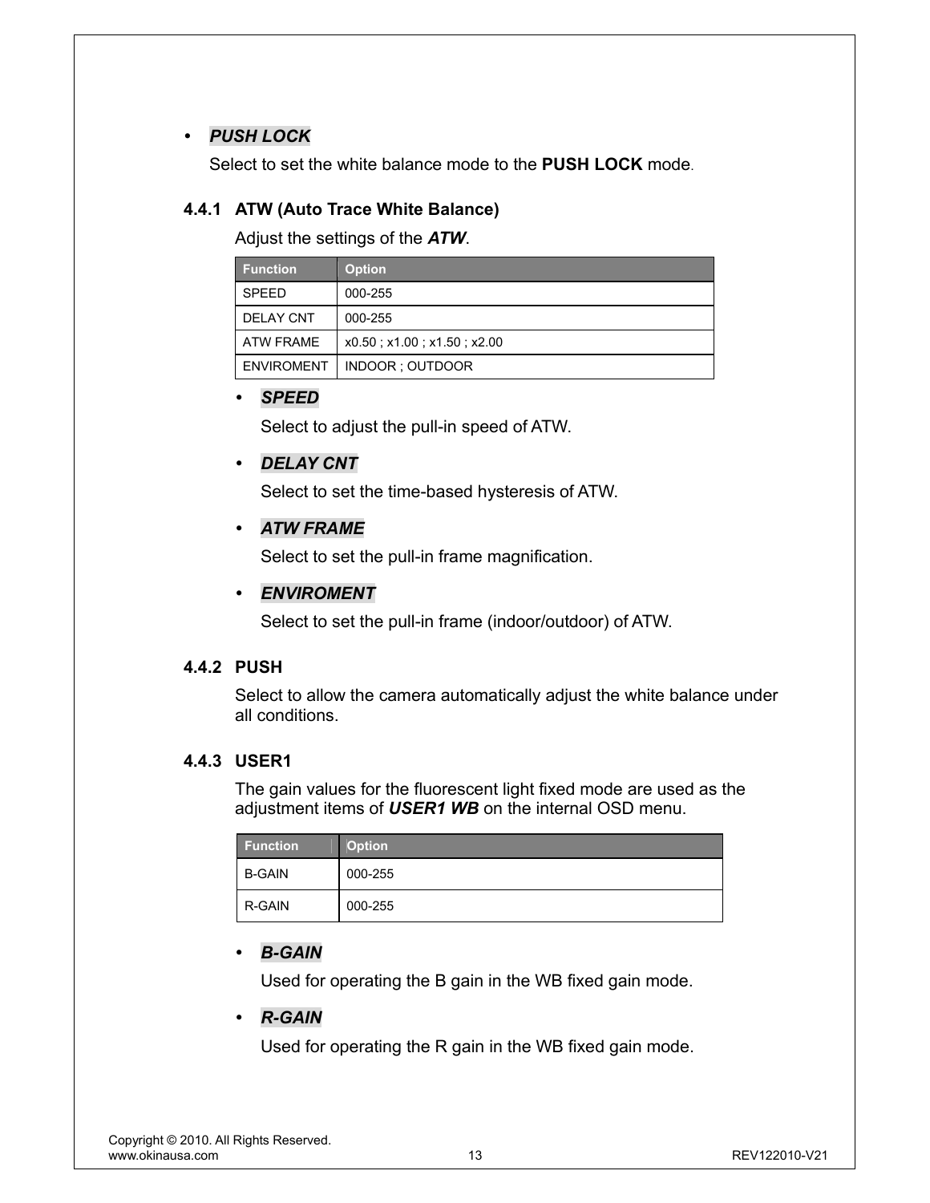- ***PUSH LOCK***

  Select to set the white balance mode to the **PUSH LOCK** mode.

### 4.4.1 ATW (Auto Trace White Balance)

Adjust the settings of the ***ATW***.

| Function | Option |
|---|---|
| SPEED | 000-255 |
| DELAY CNT | 000-255 |
| ATW FRAME | x0.50 ; x1.00 ; x1.50 ; x2.00 |
| ENVIROMENT | INDOOR ; OUTDOOR |

- ***SPEED***

  Select to adjust the pull-in speed of ATW.

- ***DELAY CNT***

  Select to set the time-based hysteresis of ATW.

- ***ATW FRAME***

  Select to set the pull-in frame magnification.

- ***ENVIROMENT***

  Select to set the pull-in frame (indoor/outdoor) of ATW.

### 4.4.2 PUSH

Select to allow the camera automatically adjust the white balance under all conditions.

### 4.4.3 USER1

The gain values for the fluorescent light fixed mode are used as the adjustment items of ***USER1 WB*** on the internal OSD menu.

| Function | Option |
|---|---|
| B-GAIN | 000-255 |
| R-GAIN | 000-255 |

- ***B-GAIN***

  Used for operating the B gain in the WB fixed gain mode.

- ***R-GAIN***

  Used for operating the R gain in the WB fixed gain mode.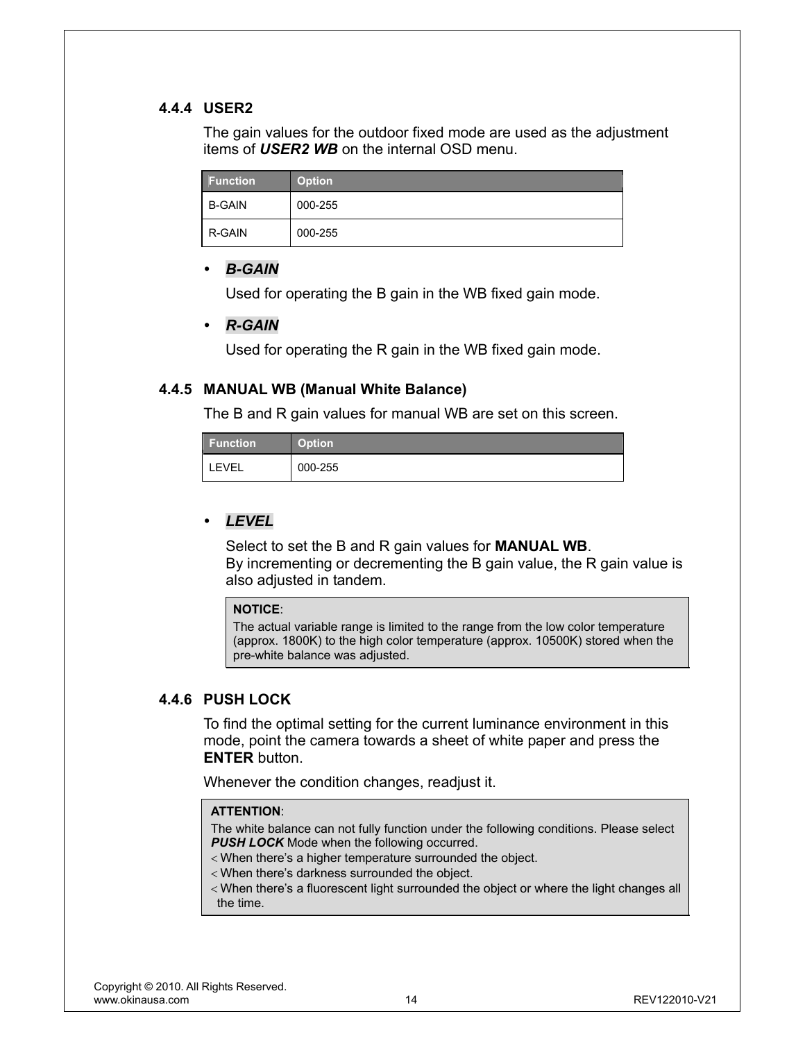### 4.4.4 USER2

The gain values for the outdoor fixed mode are used as the adjustment items of ***USER2 WB*** on the internal OSD menu.

| Function | Option |
|---|---|
| B-GAIN | 000-255 |
| R-GAIN | 000-255 |

- ***B-GAIN***

  Used for operating the B gain in the WB fixed gain mode.

- ***R-GAIN***

  Used for operating the R gain in the WB fixed gain mode.

### 4.4.5 MANUAL WB (Manual White Balance)

The B and R gain values for manual WB are set on this screen.

| Function | Option |
|---|---|
| LEVEL | 000-255 |

- ***LEVEL***

  Select to set the B and R gain values for **MANUAL WB**.
  By incrementing or decrementing the B gain value, the R gain value is also adjusted in tandem.

  > **NOTICE**:
  > The actual variable range is limited to the range from the low color temperature (approx. 1800K) to the high color temperature (approx. 10500K) stored when the pre-white balance was adjusted.

### 4.4.6 PUSH LOCK

To find the optimal setting for the current luminance environment in this mode, point the camera towards a sheet of white paper and press the **ENTER** button.

Whenever the condition changes, readjust it.

> **ATTENTION**:
> The white balance can not fully function under the following conditions. Please select ***PUSH LOCK*** Mode when the following occurred.
> - When there's a higher temperature surrounded the object.
> - When there's darkness surrounded the object.
> - When there's a fluorescent light surrounded the object or where the light changes all the time.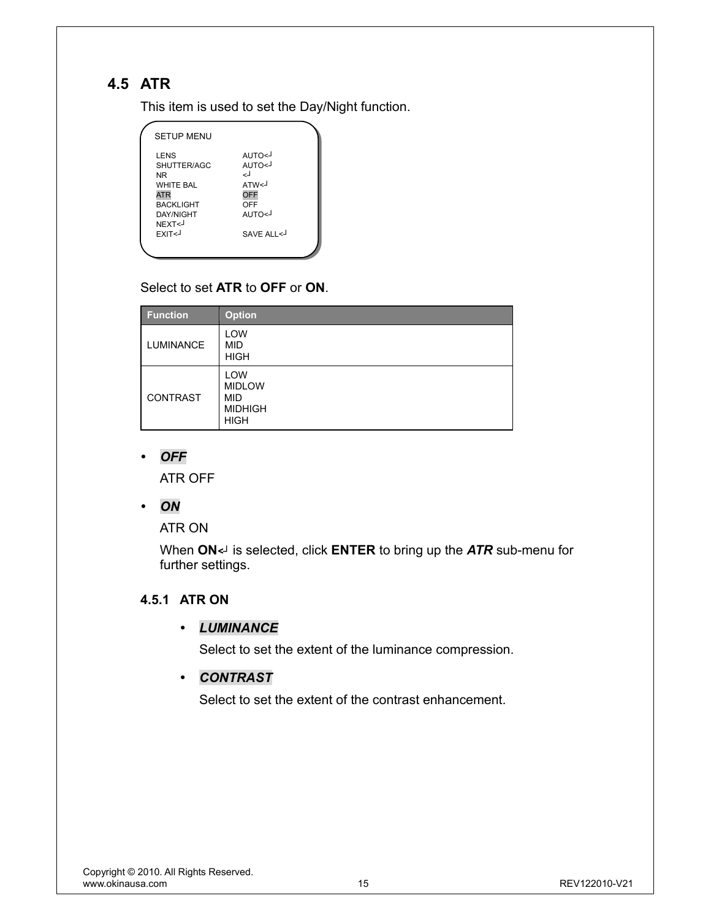## 4.5 ATR

This item is used to set the Day/Night function.

```
SETUP MENU

LENS            AUTO<┘
SHUTTER/AGC     AUTO<┘
NR              <┘
WHITE BAL       ATW<┘
ATR             OFF
BACKLIGHT       OFF
DAY/NIGHT       AUTO<┘
NEXT<┘
EXIT<┘          SAVE ALL<┘
```

Select to set **ATR** to **OFF** or **ON**.

| Function | Option |
|---|---|
| LUMINANCE | LOW<br>MID<br>HIGH |
| CONTRAST | LOW<br>MIDLOW<br>MID<br>MIDHIGH<br>HIGH |

- ***OFF***

  ATR OFF

- ***ON***

  ATR ON

  When **ON**<┘ is selected, click **ENTER** to bring up the ***ATR*** sub-menu for further settings.

### 4.5.1 ATR ON

- ***LUMINANCE***

  Select to set the extent of the luminance compression.

- ***CONTRAST***

  Select to set the extent of the contrast enhancement.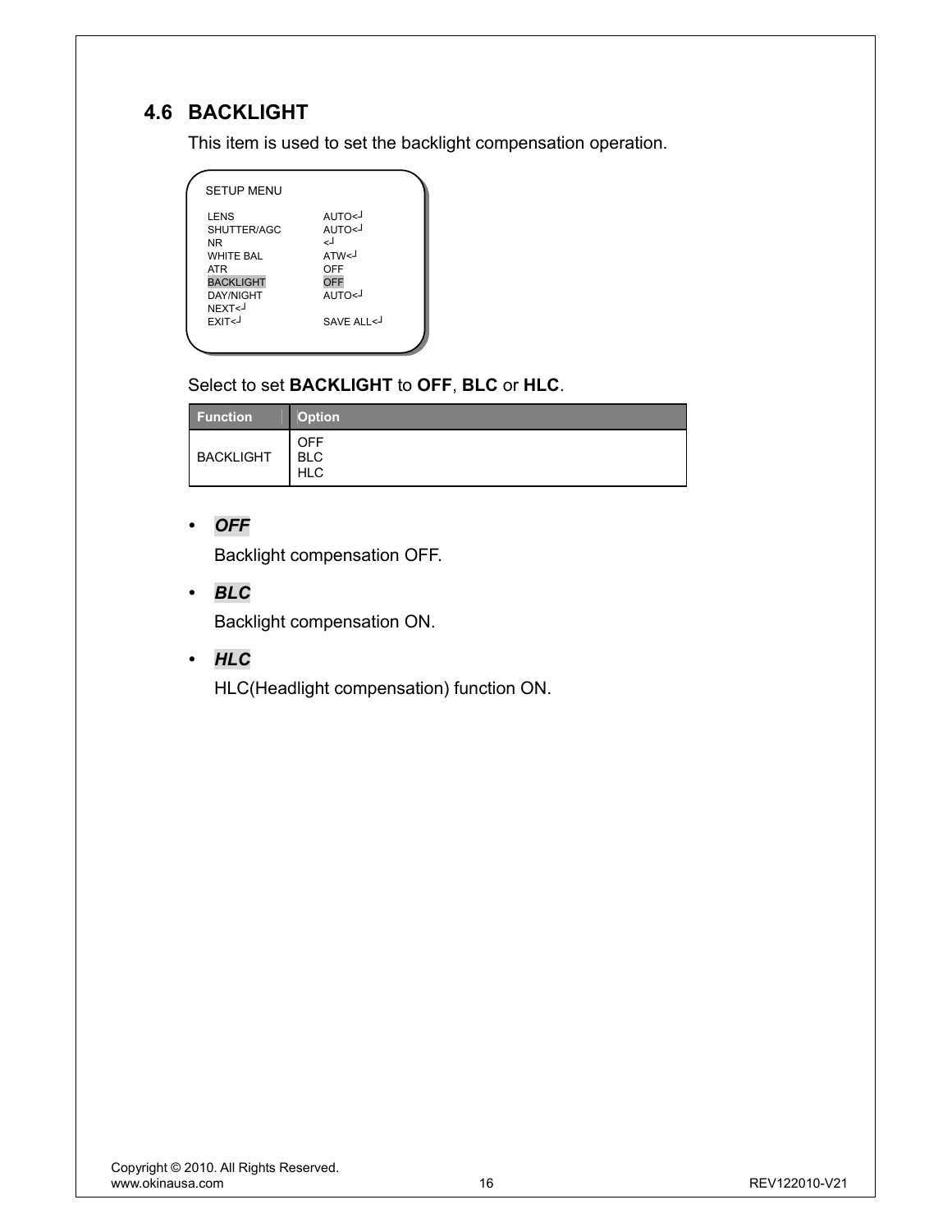## 4.6 BACKLIGHT

This item is used to set the backlight compensation operation.

```
SETUP MENU

LENS              AUTO<┘
SHUTTER/AGC       AUTO<┘
NR                <┘
WHITE BAL         ATW<┘
ATR               OFF
BACKLIGHT         OFF
DAY/NIGHT         AUTO<┘
NEXT<┘
EXIT<┘            SAVE ALL<┘
```

Select to set **BACKLIGHT** to **OFF**, **BLC** or **HLC**.

| Function | Option |
|---|---|
| BACKLIGHT | OFF<br>BLC<br>HLC |

- ***OFF***

  Backlight compensation OFF.

- ***BLC***

  Backlight compensation ON.

- ***HLC***

  HLC(Headlight compensation) function ON.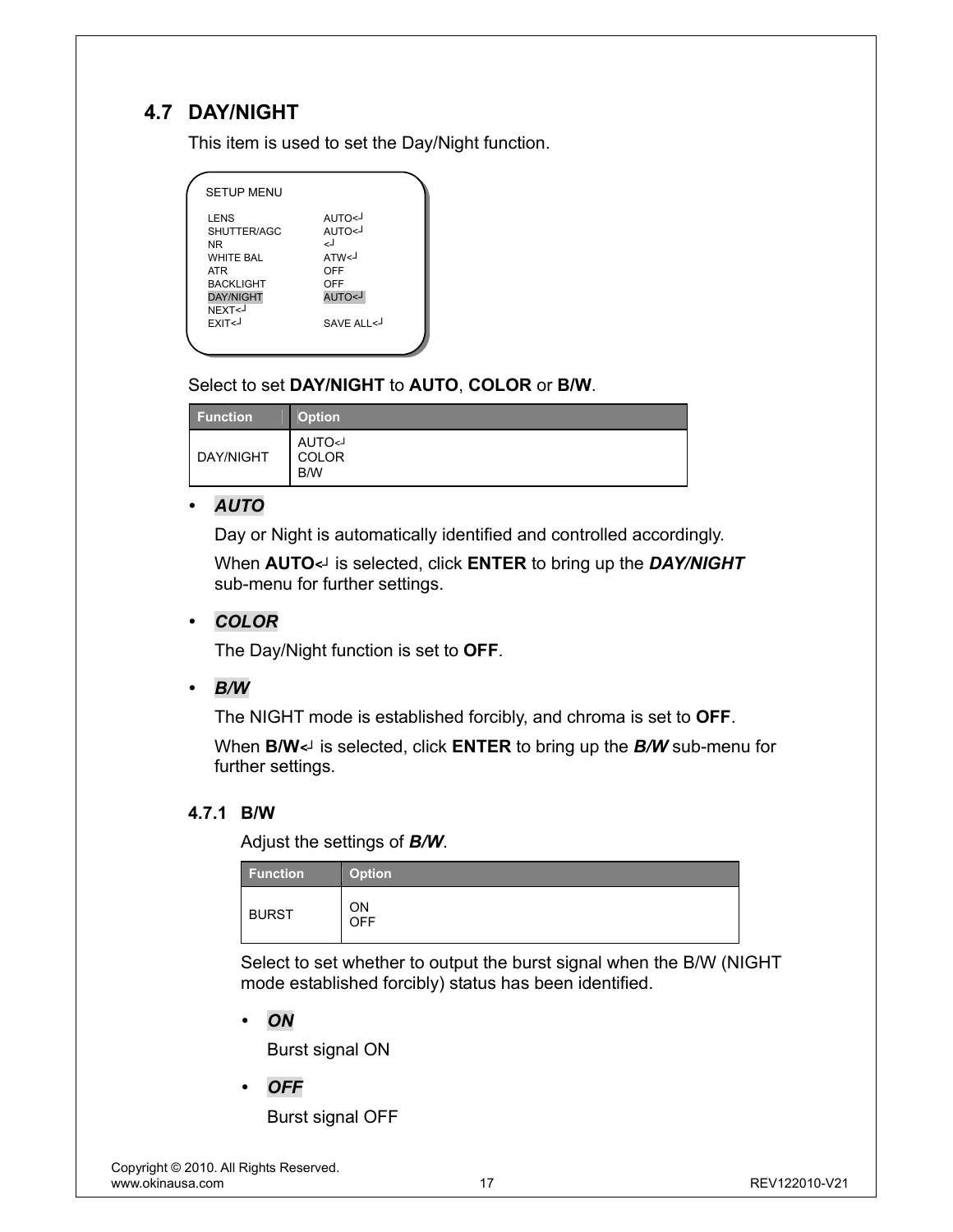## 4.7 DAY/NIGHT

This item is used to set the Day/Night function.

```
SETUP MENU

LENS              AUTO<┘
SHUTTER/AGC       AUTO<┘
NR                <┘
WHITE BAL         ATW<┘
ATR               OFF
BACKLIGHT         OFF
DAY/NIGHT         AUTO<┘
NEXT<┘
EXIT<┘            SAVE ALL<┘
```

Select to set **DAY/NIGHT** to **AUTO**, **COLOR** or **B/W**.

| Function | Option |
| --- | --- |
| DAY/NIGHT | AUTO<┘<br>COLOR<br>B/W |

- ***AUTO***

  Day or Night is automatically identified and controlled accordingly.

  When **AUTO<┘** is selected, click **ENTER** to bring up the ***DAY/NIGHT*** sub-menu for further settings.

- ***COLOR***

  The Day/Night function is set to **OFF**.

- ***B/W***

  The NIGHT mode is established forcibly, and chroma is set to **OFF**.

  When **B/W<┘** is selected, click **ENTER** to bring up the ***B/W*** sub-menu for further settings.

### 4.7.1 B/W

Adjust the settings of ***B/W***.

| Function | Option |
| --- | --- |
| BURST | ON<br>OFF |

Select to set whether to output the burst signal when the B/W (NIGHT mode established forcibly) status has been identified.

- ***ON***

  Burst signal ON

- ***OFF***

  Burst signal OFF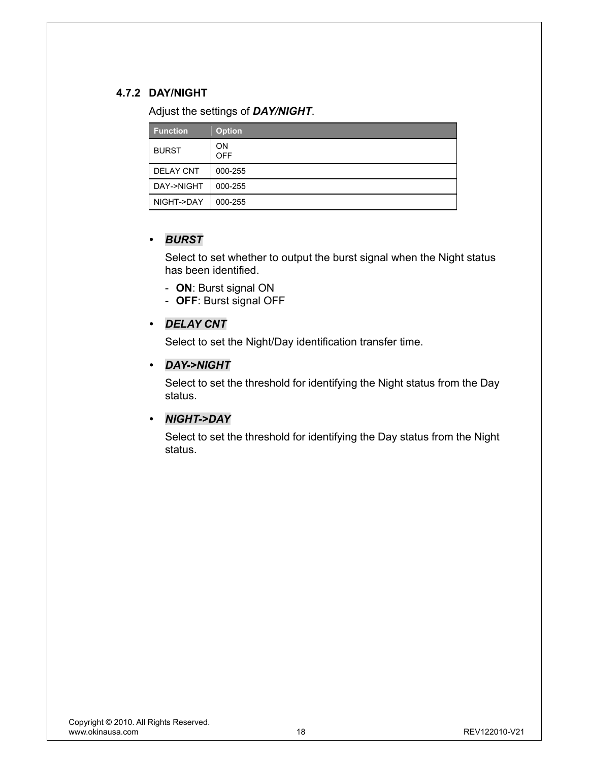### 4.7.2 DAY/NIGHT

Adjust the settings of ***DAY/NIGHT***.

| Function | Option |
|---|---|
| BURST | ON<br>OFF |
| DELAY CNT | 000-255 |
| DAY->NIGHT | 000-255 |
| NIGHT->DAY | 000-255 |

- ***BURST***

  Select to set whether to output the burst signal when the Night status has been identified.

  - **ON**: Burst signal ON
  - **OFF**: Burst signal OFF

- ***DELAY CNT***

  Select to set the Night/Day identification transfer time.

- ***DAY->NIGHT***

  Select to set the threshold for identifying the Night status from the Day status.

- ***NIGHT->DAY***

  Select to set the threshold for identifying the Day status from the Night status.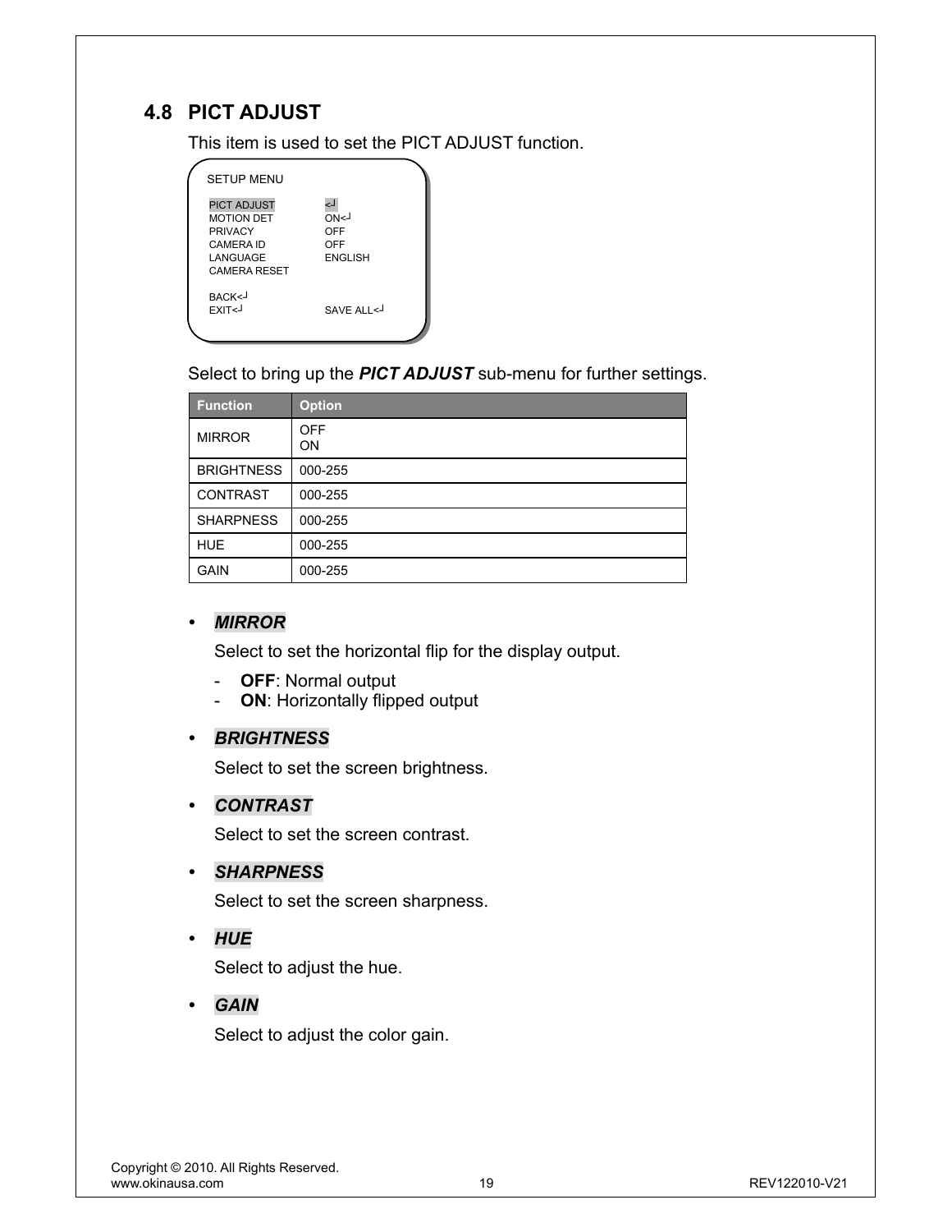## 4.8 PICT ADJUST

This item is used to set the PICT ADJUST function.

```
SETUP MENU

PICT ADJUST          <┘
MOTION DET           ON<┘
PRIVACY              OFF
CAMERA ID            OFF
LANGUAGE             ENGLISH
CAMERA RESET

BACK<┘
EXIT<┘               SAVE ALL<┘
```

Select to bring up the ***PICT ADJUST*** sub-menu for further settings.

| Function | Option |
|---|---|
| MIRROR | OFF<br>ON |
| BRIGHTNESS | 000-255 |
| CONTRAST | 000-255 |
| SHARPNESS | 000-255 |
| HUE | 000-255 |
| GAIN | 000-255 |

- ***MIRROR***

  Select to set the horizontal flip for the display output.

  - **OFF**: Normal output
  - **ON**: Horizontally flipped output

- ***BRIGHTNESS***

  Select to set the screen brightness.

- ***CONTRAST***

  Select to set the screen contrast.

- ***SHARPNESS***

  Select to set the screen sharpness.

- ***HUE***

  Select to adjust the hue.

- ***GAIN***

  Select to adjust the color gain.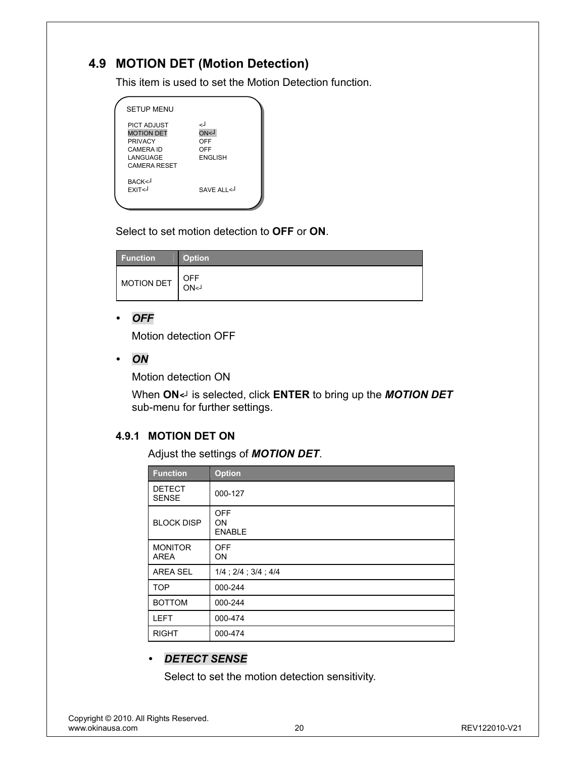## 4.9 MOTION DET (Motion Detection)

This item is used to set the Motion Detection function.

```
SETUP MENU

PICT ADJUST        <┘
MOTION DET         ON<┘
PRIVACY            OFF
CAMERA ID          OFF
LANGUAGE           ENGLISH
CAMERA RESET

BACK<┘
EXIT<┘             SAVE ALL<┘
```

Select to set motion detection to **OFF** or **ON**.

| Function | Option |
|---|---|
| MOTION DET | OFF<br>ON<┘ |

- ***OFF***

  Motion detection OFF

- ***ON***

  Motion detection ON

  When **ON**<┘ is selected, click **ENTER** to bring up the ***MOTION DET*** sub-menu for further settings.

### 4.9.1 MOTION DET ON

Adjust the settings of ***MOTION DET***.

| Function | Option |
|---|---|
| DETECT SENSE | 000-127 |
| BLOCK DISP | OFF<br>ON<br>ENABLE |
| MONITOR AREA | OFF<br>ON |
| AREA SEL | 1/4 ; 2/4 ; 3/4 ; 4/4 |
| TOP | 000-244 |
| BOTTOM | 000-244 |
| LEFT | 000-474 |
| RIGHT | 000-474 |

- ***DETECT SENSE***

  Select to set the motion detection sensitivity.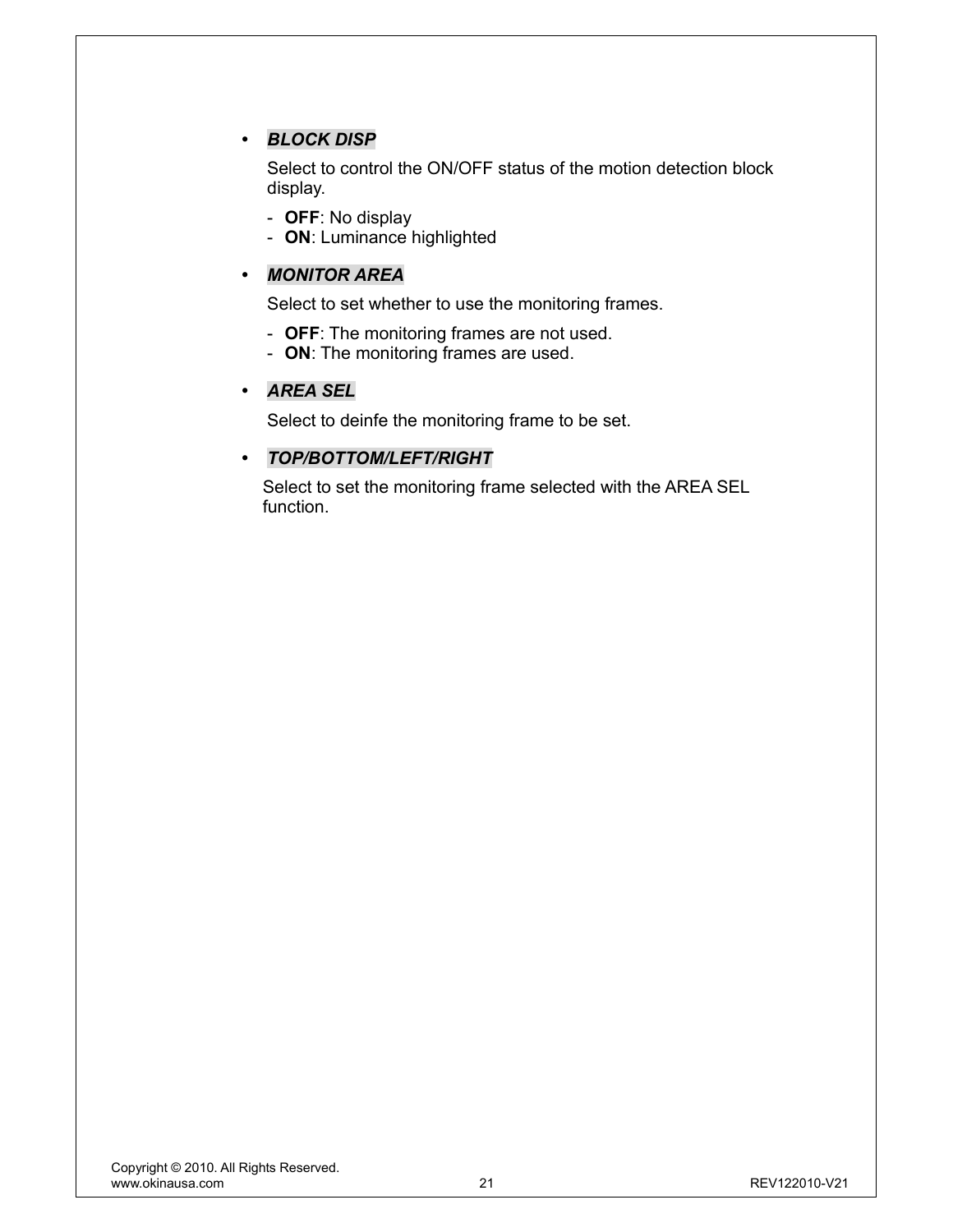- ***BLOCK DISP***

  Select to control the ON/OFF status of the motion detection block display.

  - **OFF**: No display
  - **ON**: Luminance highlighted

- ***MONITOR AREA***

  Select to set whether to use the monitoring frames.

  - **OFF**: The monitoring frames are not used.
  - **ON**: The monitoring frames are used.

- ***AREA SEL***

  Select to deinfe the monitoring frame to be set.

- ***TOP/BOTTOM/LEFT/RIGHT***

  Select to set the monitoring frame selected with the AREA SEL function.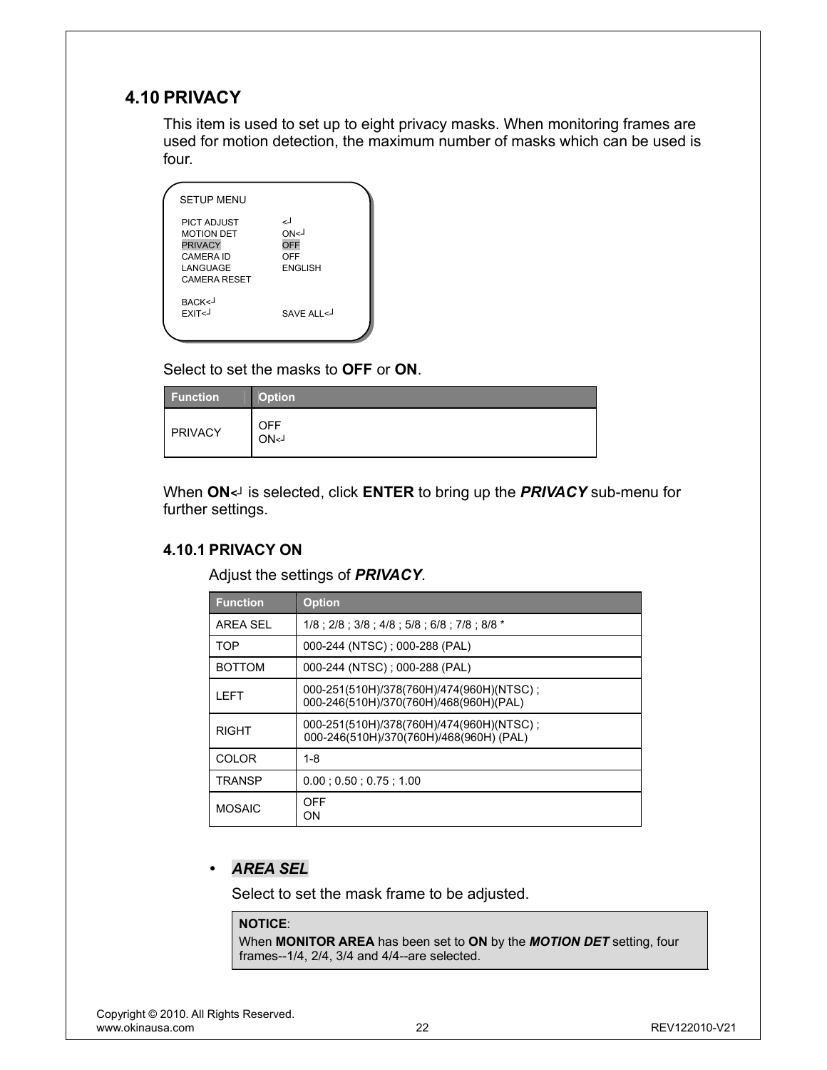## 4.10 PRIVACY

This item is used to set up to eight privacy masks. When monitoring frames are used for motion detection, the maximum number of masks which can be used is four.

```
SETUP MENU

PICT ADJUST        <┘
MOTION DET         ON<┘
PRIVACY            OFF
CAMERA ID          OFF
LANGUAGE           ENGLISH
CAMERA RESET

BACK<┘
EXIT<┘             SAVE ALL<┘
```

Select to set the masks to **OFF** or **ON**.

| Function | Option |
|---|---|
| PRIVACY | OFF<br>ON<┘ |

When **ON**<┘ is selected, click **ENTER** to bring up the ***PRIVACY*** sub-menu for further settings.

### 4.10.1 PRIVACY ON

Adjust the settings of ***PRIVACY***.

| Function | Option |
|---|---|
| AREA SEL | 1/8 ; 2/8 ; 3/8 ; 4/8 ; 5/8 ; 6/8 ; 7/8 ; 8/8 * |
| TOP | 000-244 (NTSC) ; 000-288 (PAL) |
| BOTTOM | 000-244 (NTSC) ; 000-288 (PAL) |
| LEFT | 000-251(510H)/378(760H)/474(960H)(NTSC) ;<br>000-246(510H)/370(760H)/468(960H)(PAL) |
| RIGHT | 000-251(510H)/378(760H)/474(960H)(NTSC) ;<br>000-246(510H)/370(760H)/468(960H) (PAL) |
| COLOR | 1-8 |
| TRANSP | 0.00 ; 0.50 ; 0.75 ; 1.00 |
| MOSAIC | OFF<br>ON |

- ***AREA SEL***

  Select to set the mask frame to be adjusted.

  > **NOTICE**:
  > When **MONITOR AREA** has been set to **ON** by the ***MOTION DET*** setting, four frames--1/4, 2/4, 3/4 and 4/4--are selected.

Copyright © 2010. All Rights Reserved.
www.okinausa.com REV122010-V21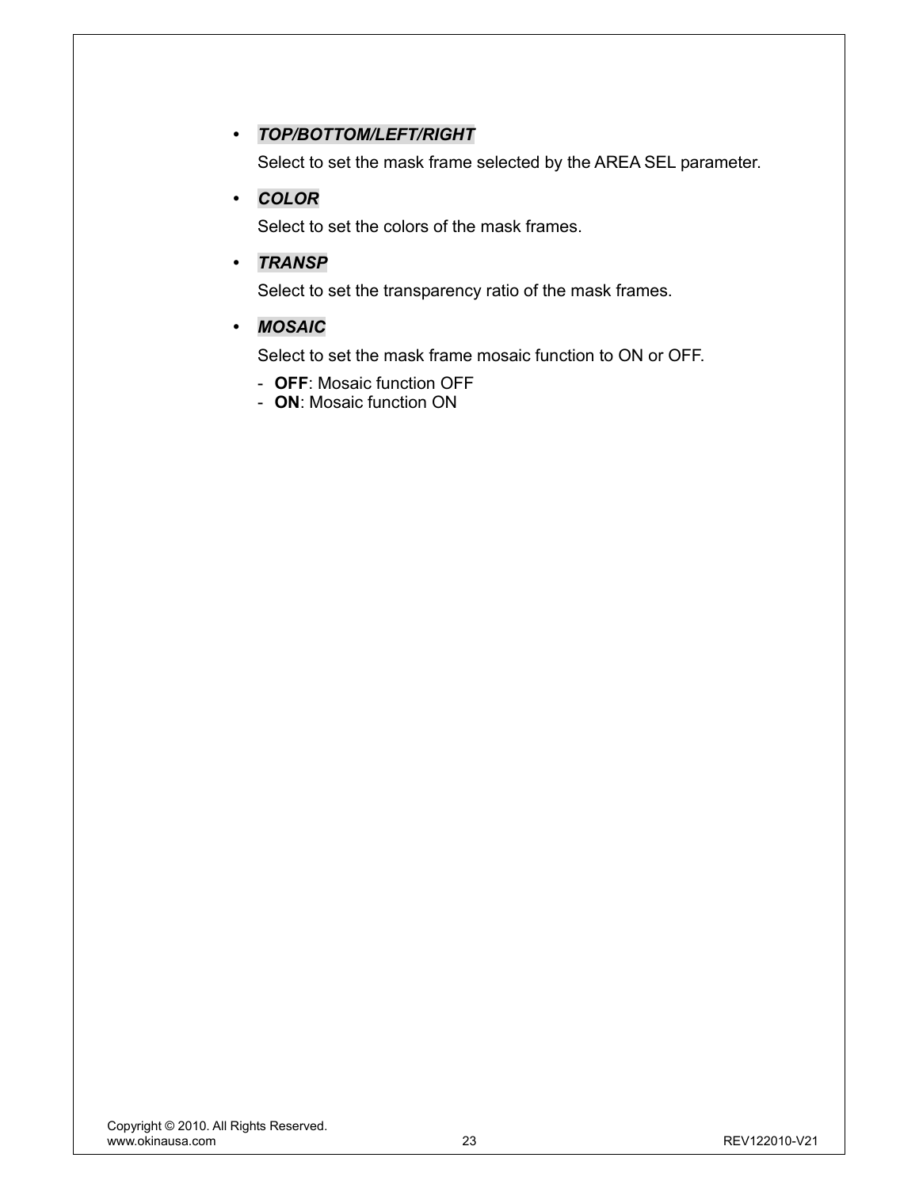- ***TOP/BOTTOM/LEFT/RIGHT***

  Select to set the mask frame selected by the AREA SEL parameter.

- ***COLOR***

  Select to set the colors of the mask frames.

- ***TRANSP***

  Select to set the transparency ratio of the mask frames.

- ***MOSAIC***

  Select to set the mask frame mosaic function to ON or OFF.

  - **OFF**: Mosaic function OFF
  - **ON**: Mosaic function ON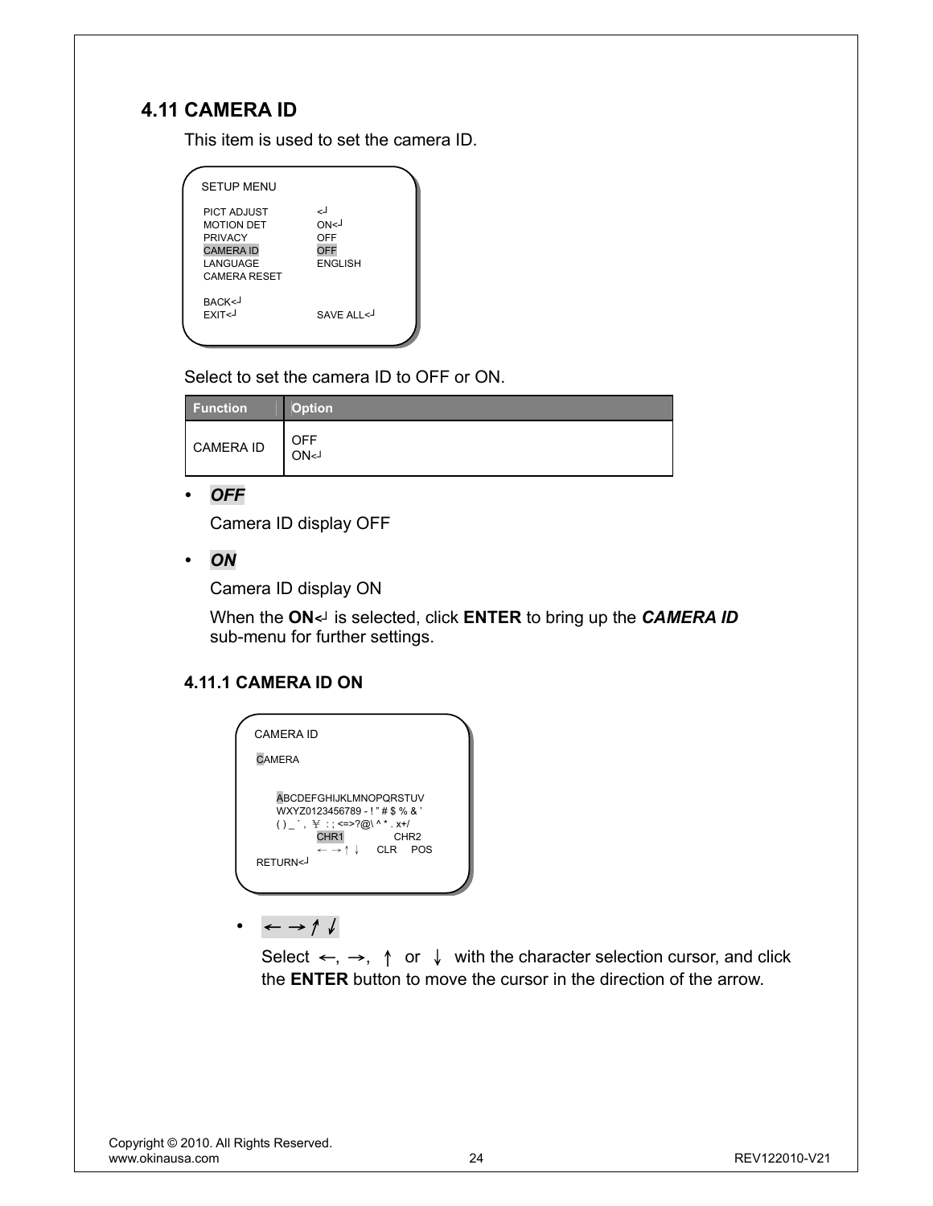## 4.11 CAMERA ID

This item is used to set the camera ID.

```
SETUP MENU

PICT ADJUST         <┘
MOTION DET          ON<┘
PRIVACY             OFF
CAMERA ID           OFF
LANGUAGE            ENGLISH
CAMERA RESET

BACK<┘
EXIT<┘              SAVE ALL<┘
```

Select to set the camera ID to OFF or ON.

| Function | Option |
|---|---|
| CAMERA ID | OFF<br>ON<┘ |

- ***OFF***

  Camera ID display OFF

- ***ON***

  Camera ID display ON

  When the **ON**<┘ is selected, click **ENTER** to bring up the ***CAMERA ID*** sub-menu for further settings.

### 4.11.1 CAMERA ID ON

```
CAMERA ID

CAMERA

    ABCDEFGHIJKLMNOPQRSTUV
    WXYZ0123456789 - ! " # $ % & '
    ( ) _ ` , ¥ : ; <=>?@\ ^ * . x+/
            CHR1            CHR2
            ← → ↑ ↓    CLR    POS
RETURN<┘
```

- ← → ↑ ↓

  Select ←, →, ↑ or ↓ with the character selection cursor, and click the **ENTER** button to move the cursor in the direction of the arrow.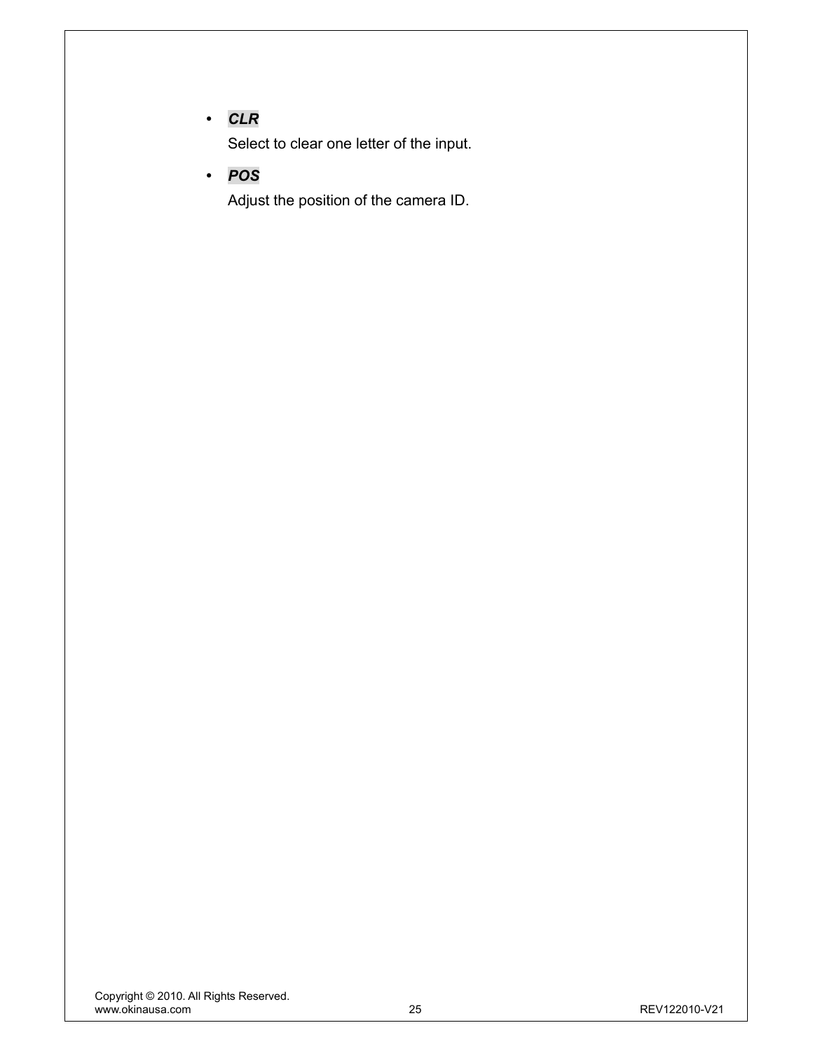- ***CLR***

  Select to clear one letter of the input.

- ***POS***

  Adjust the position of the camera ID.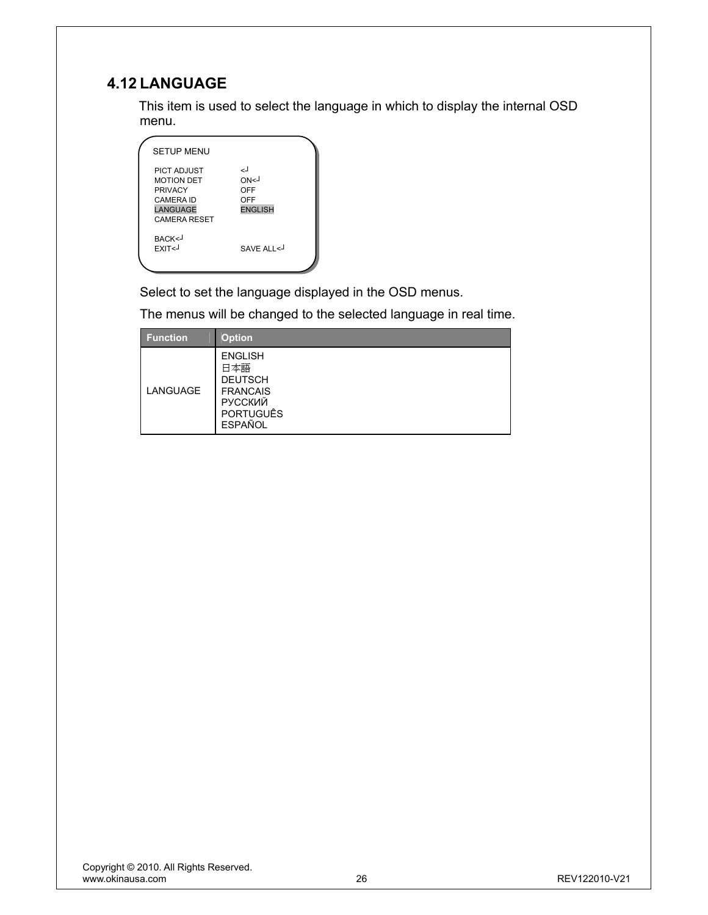## 4.12 LANGUAGE

This item is used to select the language in which to display the internal OSD menu.

```
SETUP MENU

PICT ADJUST         <┘
MOTION DET          ON<┘
PRIVACY             OFF
CAMERA ID           OFF
LANGUAGE            ENGLISH
CAMERA RESET

BACK<┘
EXIT<┘              SAVE ALL<┘
```

Select to set the language displayed in the OSD menus.

The menus will be changed to the selected language in real time.

| Function | Option |
|---|---|
| LANGUAGE | ENGLISH<br>日本語<br>DEUTSCH<br>FRANCAIS<br>РУССКИЙ<br>PORTUGUÊS<br>ESPAÑOL |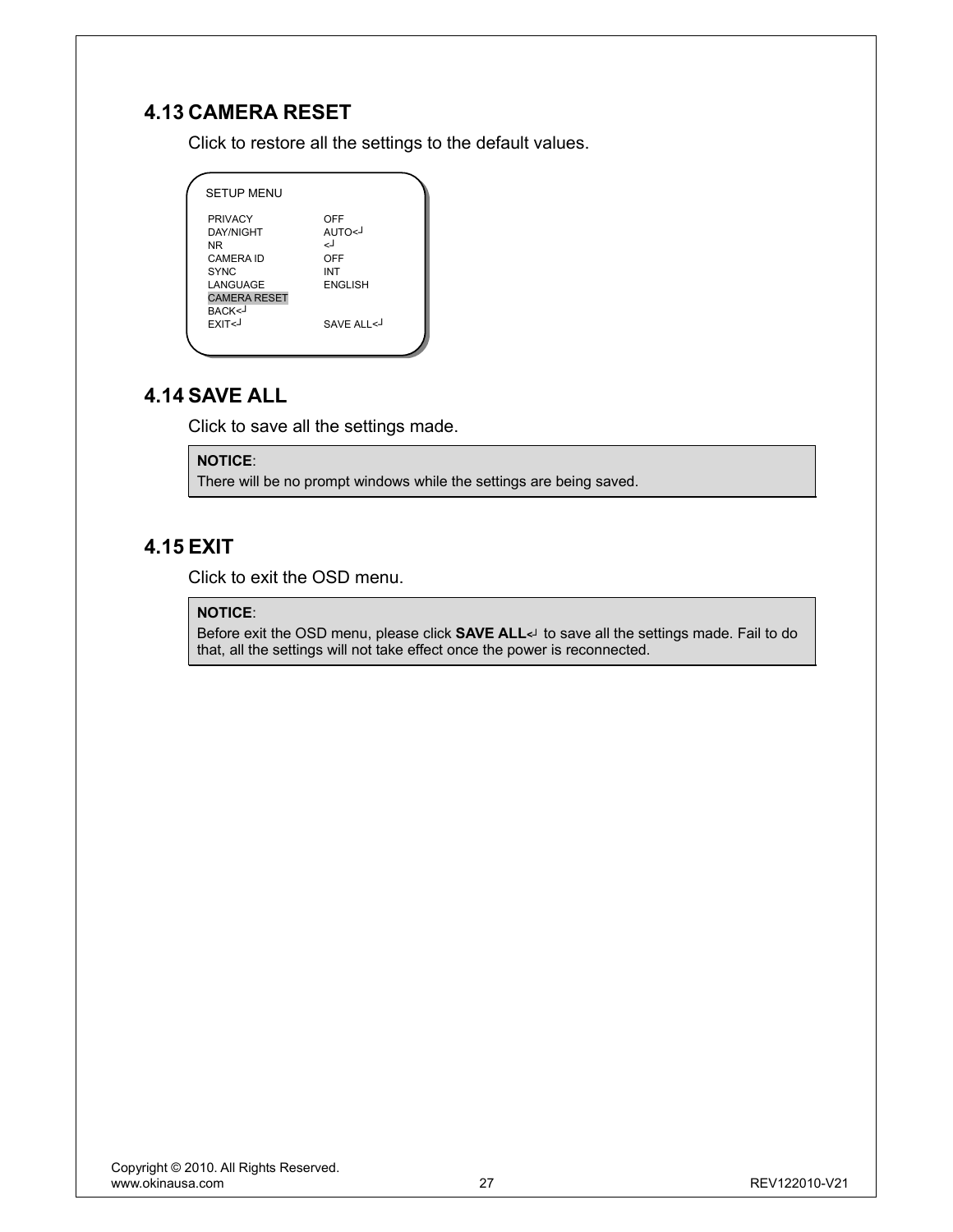## 4.13 CAMERA RESET

Click to restore all the settings to the default values.

```
SETUP MENU

PRIVACY             OFF
DAY/NIGHT           AUTO<┘
NR                  <┘
CAMERA ID           OFF
SYNC                INT
LANGUAGE            ENGLISH
CAMERA RESET
BACK<┘
EXIT<┘              SAVE ALL<┘
```

## 4.14 SAVE ALL

Click to save all the settings made.

> **NOTICE**:
> There will be no prompt windows while the settings are being saved.

## 4.15 EXIT

Click to exit the OSD menu.

> **NOTICE**:
> Before exit the OSD menu, please click **SAVE ALL**↵ to save all the settings made. Fail to do that, all the settings will not take effect once the power is reconnected.